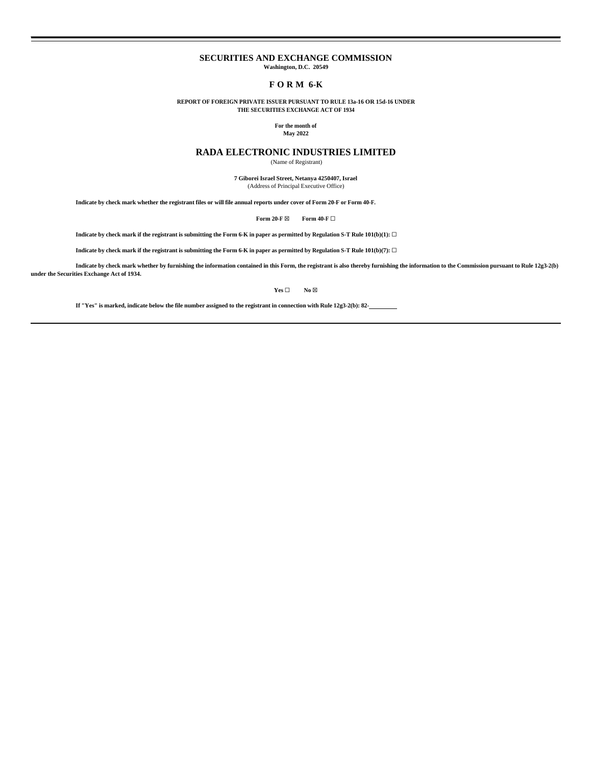# SECURITIES AND EXCHANGE COMMISSION

**Washington, D.C. 20549**

## F O R M 6-K

**REPORT OF FOREIGN PRIVATE ISSUER PURSUANT TO RULE 13a-16 OR 15d-16 UNDER THE SECURITIES EXCHANGE ACT OF 1934**

**For the month of**
**May 2022**

# RADA ELECTRONIC INDUSTRIES LIMITED

(Name of Registrant)

**7 Giborei Israel Street, Netanya 4250407, Israel**
(Address of Principal Executive Office)

**Indicate by check mark whether the registrant files or will file annual reports under cover of Form 20-F or Form 40-F.**

**Form 20-F** ☒ **Form 40-F** ☐

**Indicate by check mark if the registrant is submitting the Form 6-K in paper as permitted by Regulation S-T Rule 101(b)(1):** ☐

**Indicate by check mark if the registrant is submitting the Form 6-K in paper as permitted by Regulation S-T Rule 101(b)(7):** ☐

**Indicate by check mark whether by furnishing the information contained in this Form, the registrant is also thereby furnishing the information to the Commission pursuant to Rule 12g3-2(b) under the Securities Exchange Act of 1934.**

**Yes** ☐ **No** ☒

**If "Yes" is marked, indicate below the file number assigned to the registrant in connection with Rule 12g3-2(b): 82-\_\_\_\_\_\_\_\_**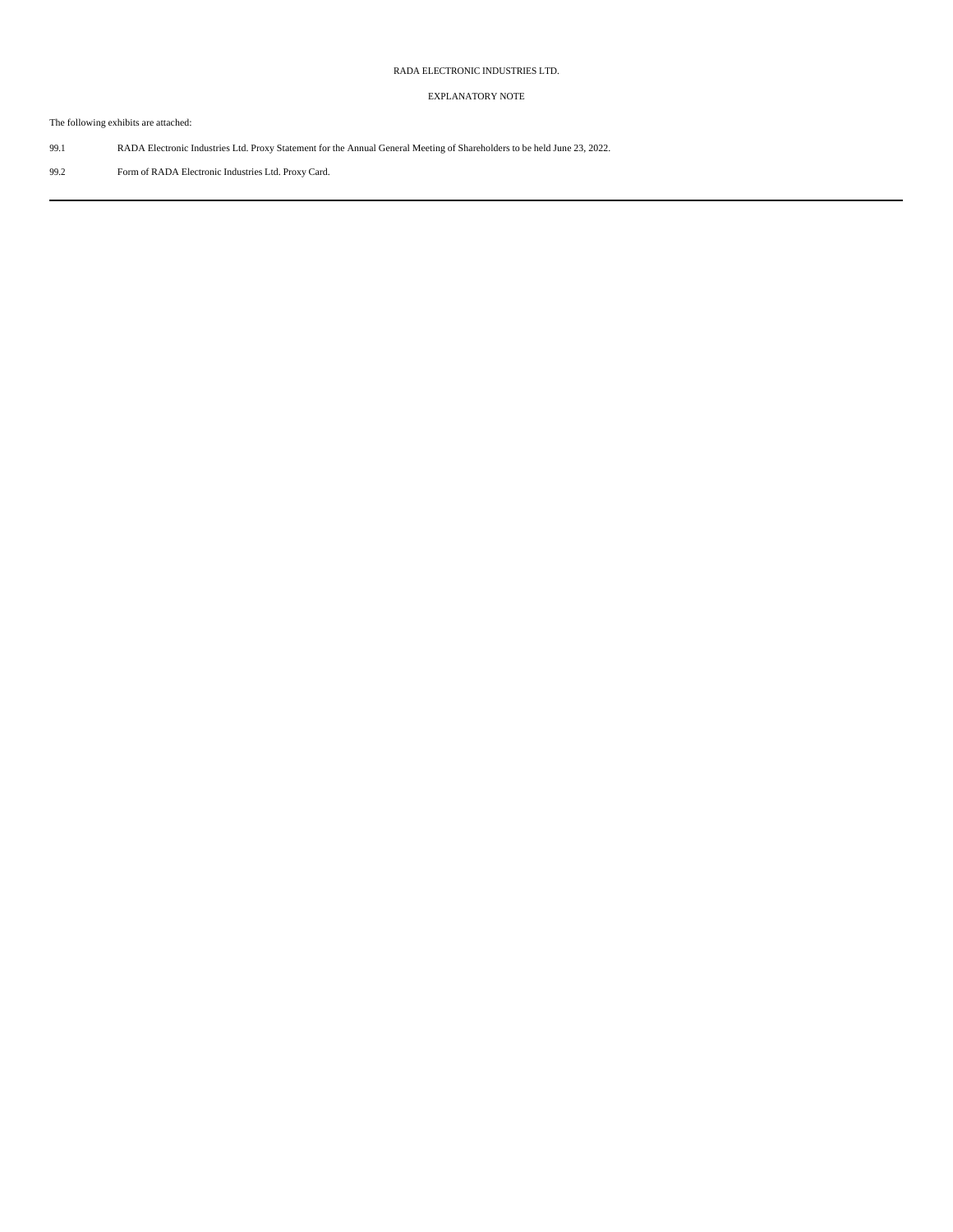RADA ELECTRONIC INDUSTRIES LTD.

EXPLANATORY NOTE

The following exhibits are attached:

| | |
|---|---|
| 99.1 | RADA Electronic Industries Ltd. Proxy Statement for the Annual General Meeting of Shareholders to be held June 23, 2022. |
| 99.2 | Form of RADA Electronic Industries Ltd. Proxy Card. |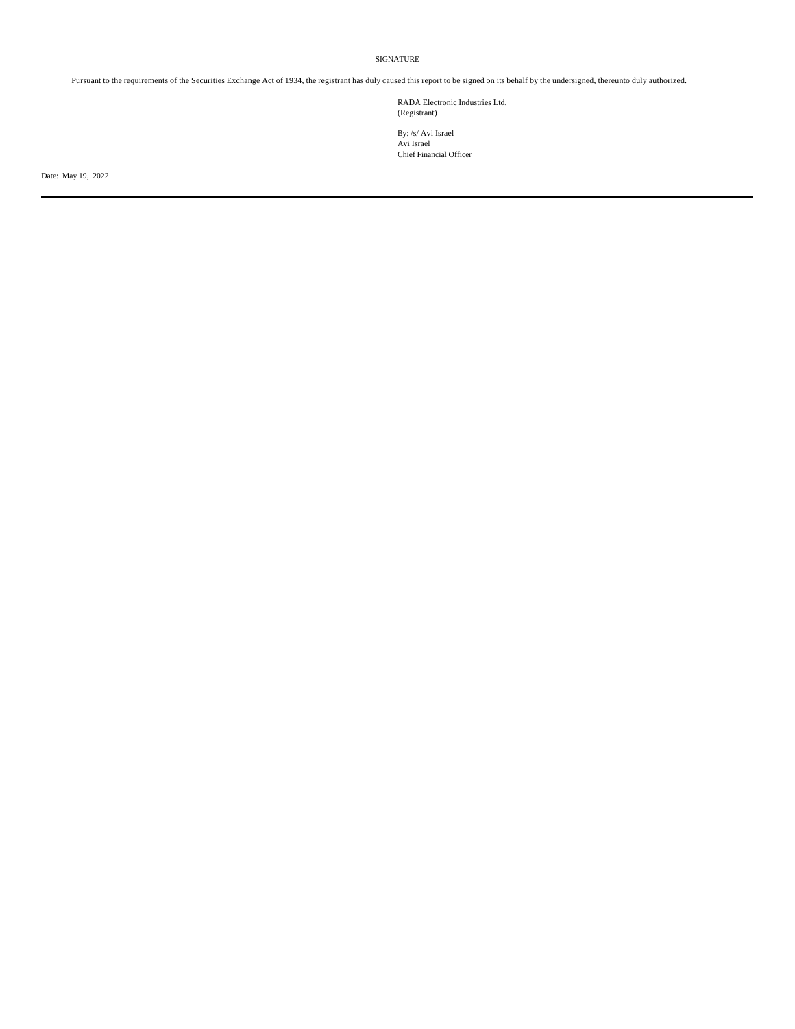SIGNATURE

Pursuant to the requirements of the Securities Exchange Act of 1934, the registrant has duly caused this report to be signed on its behalf by the undersigned, thereunto duly authorized.

RADA Electronic Industries Ltd.
(Registrant)

By: /s/ Avi Israel
Avi Israel
Chief Financial Officer

Date: May 19, 2022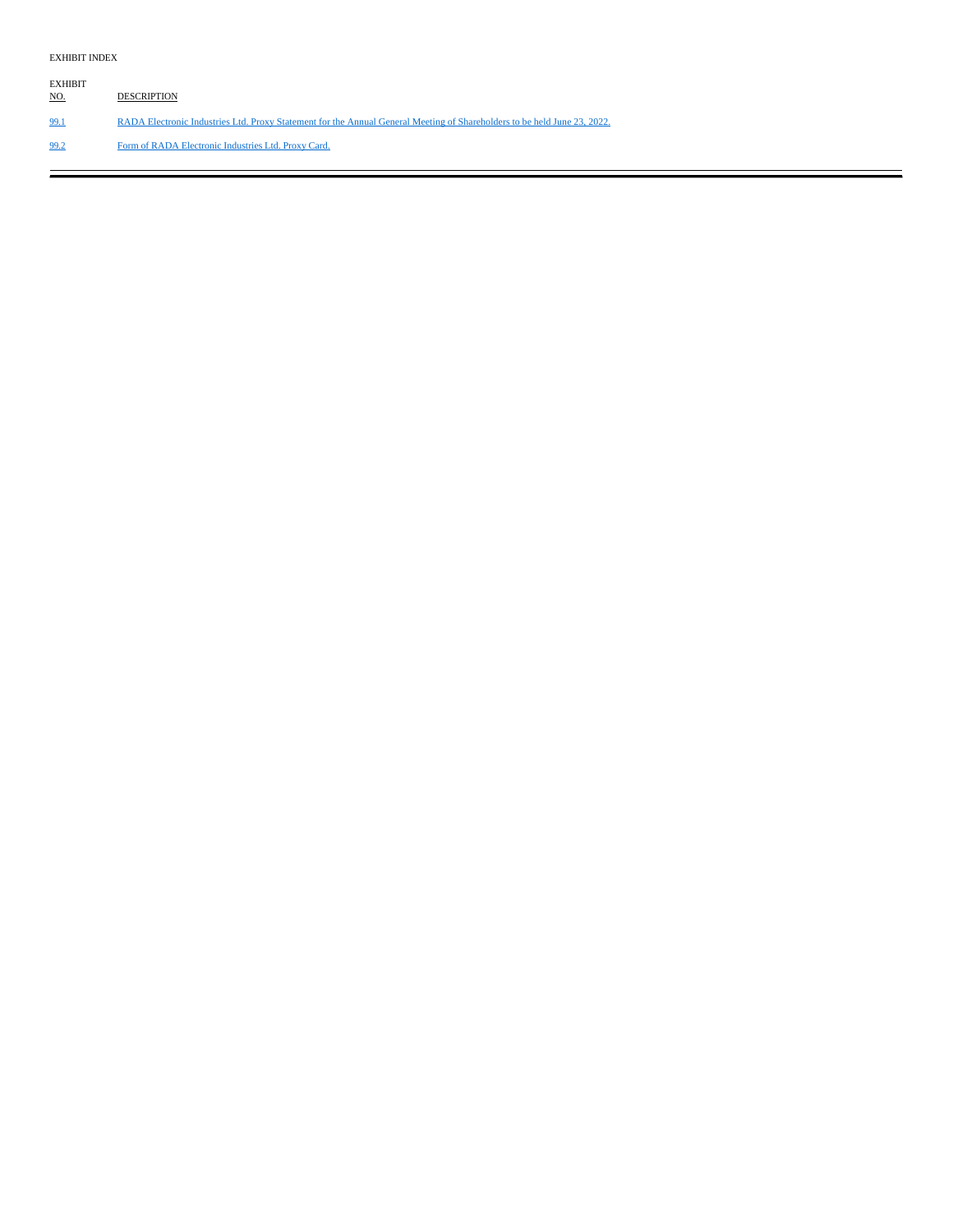EXHIBIT INDEX

| EXHIBIT NO. | DESCRIPTION |
| --- | --- |
| 99.1 | RADA Electronic Industries Ltd. Proxy Statement for the Annual General Meeting of Shareholders to be held June 23, 2022. |
| 99.2 | Form of RADA Electronic Industries Ltd. Proxy Card. |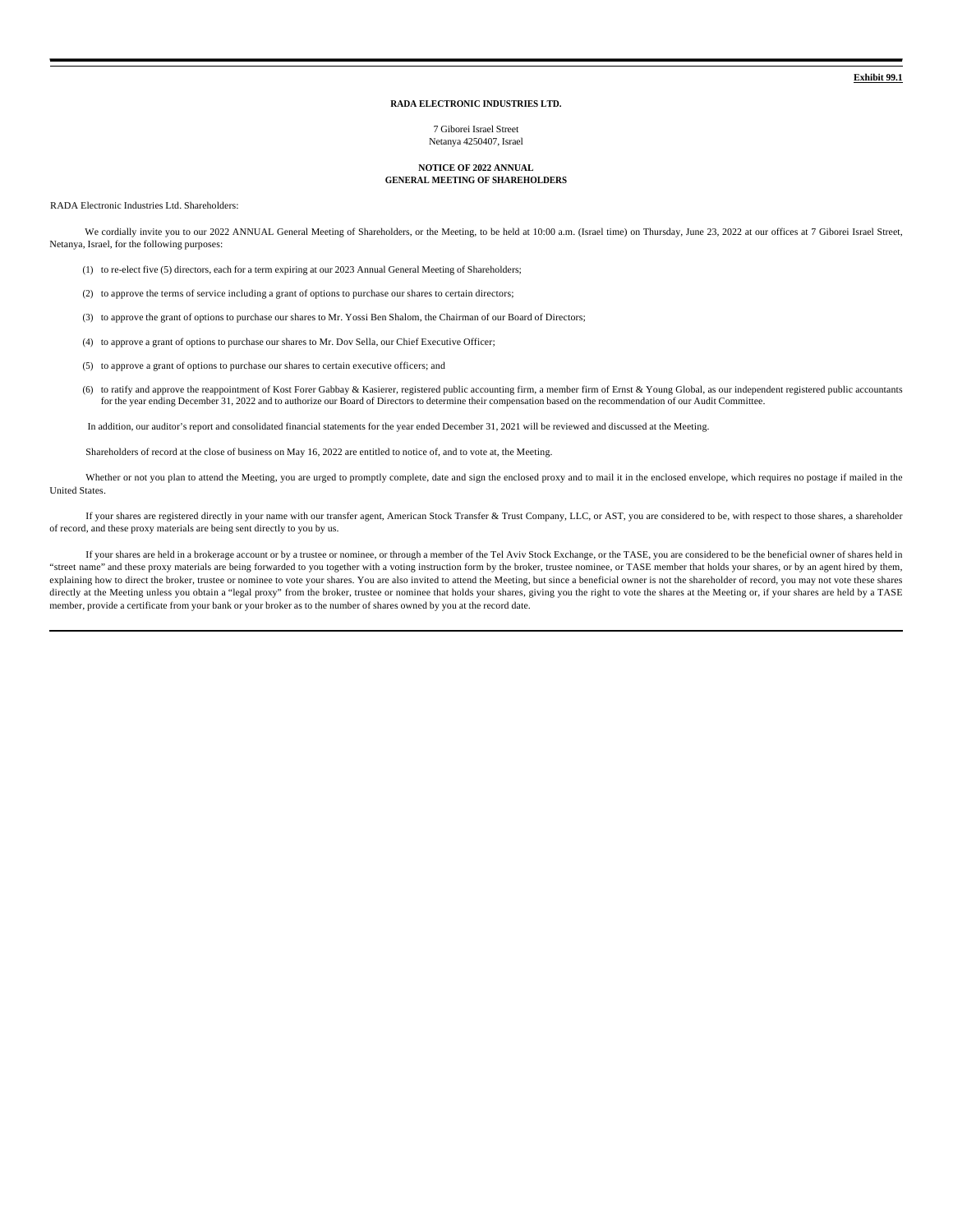**Exhibit 99.1**

**RADA ELECTRONIC INDUSTRIES LTD.**

7 Giborei Israel Street
Netanya 4250407, Israel

**NOTICE OF 2022 ANNUAL
GENERAL MEETING OF SHAREHOLDERS**

RADA Electronic Industries Ltd. Shareholders:

We cordially invite you to our 2022 ANNUAL General Meeting of Shareholders, or the Meeting, to be held at 10:00 a.m. (Israel time) on Thursday, June 23, 2022 at our offices at 7 Giborei Israel Street, Netanya, Israel, for the following purposes:

(1) to re-elect five (5) directors, each for a term expiring at our 2023 Annual General Meeting of Shareholders;

(2) to approve the terms of service including a grant of options to purchase our shares to certain directors;

(3) to approve the grant of options to purchase our shares to Mr. Yossi Ben Shalom, the Chairman of our Board of Directors;

(4) to approve a grant of options to purchase our shares to Mr. Dov Sella, our Chief Executive Officer;

(5) to approve a grant of options to purchase our shares to certain executive officers; and

(6) to ratify and approve the reappointment of Kost Forer Gabbay & Kasierer, registered public accounting firm, a member firm of Ernst & Young Global, as our independent registered public accountants for the year ending December 31, 2022 and to authorize our Board of Directors to determine their compensation based on the recommendation of our Audit Committee.

In addition, our auditor's report and consolidated financial statements for the year ended December 31, 2021 will be reviewed and discussed at the Meeting.

Shareholders of record at the close of business on May 16, 2022 are entitled to notice of, and to vote at, the Meeting.

Whether or not you plan to attend the Meeting, you are urged to promptly complete, date and sign the enclosed proxy and to mail it in the enclosed envelope, which requires no postage if mailed in the United States.

If your shares are registered directly in your name with our transfer agent, American Stock Transfer & Trust Company, LLC, or AST, you are considered to be, with respect to those shares, a shareholder of record, and these proxy materials are being sent directly to you by us.

If your shares are held in a brokerage account or by a trustee or nominee, or through a member of the Tel Aviv Stock Exchange, or the TASE, you are considered to be the beneficial owner of shares held in "street name" and these proxy materials are being forwarded to you together with a voting instruction form by the broker, trustee nominee, or TASE member that holds your shares, or by an agent hired by them, explaining how to direct the broker, trustee or nominee to vote your shares. You are also invited to attend the Meeting, but since a beneficial owner is not the shareholder of record, you may not vote these shares directly at the Meeting unless you obtain a "legal proxy" from the broker, trustee or nominee that holds your shares, giving you the right to vote the shares at the Meeting or, if your shares are held by a TASE member, provide a certificate from your bank or your broker as to the number of shares owned by you at the record date.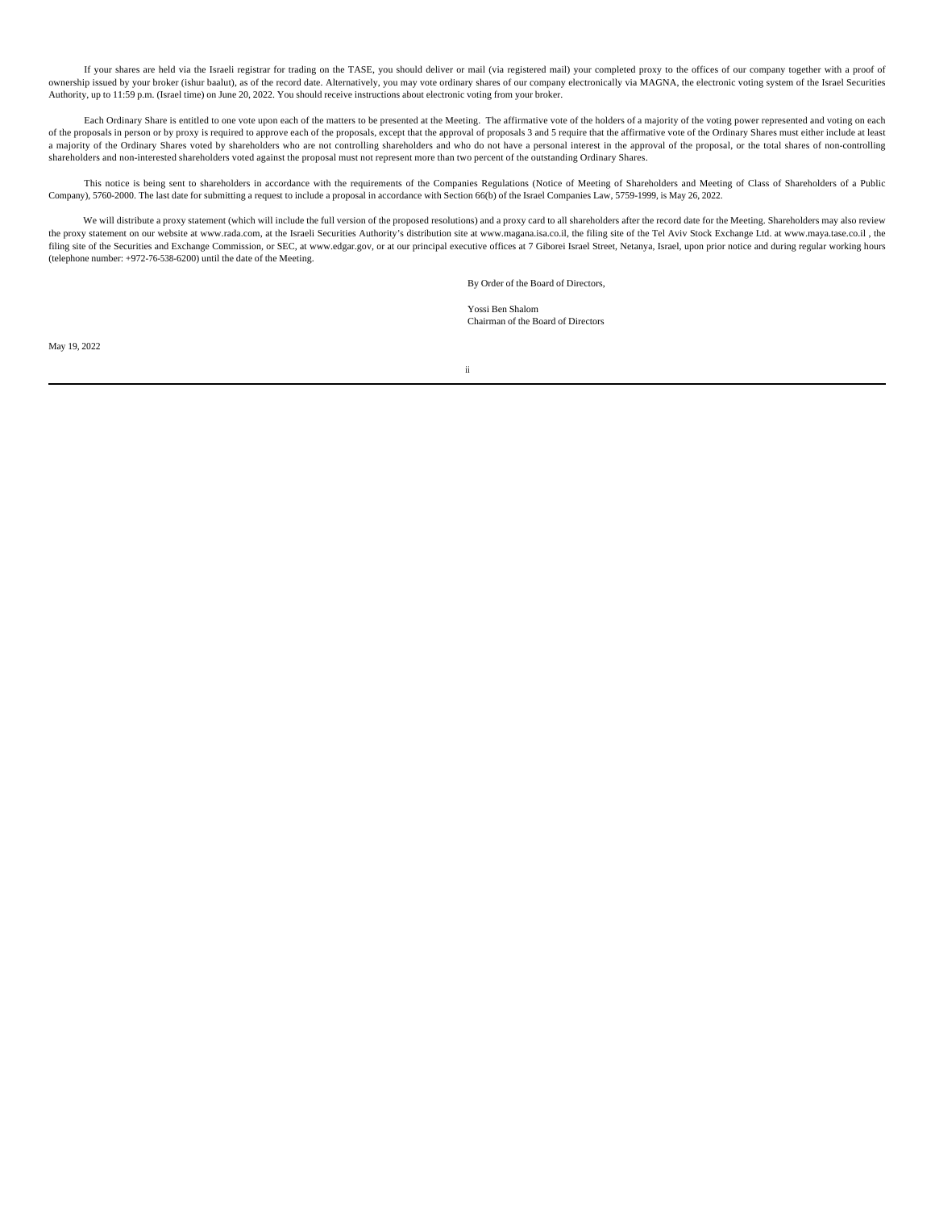If your shares are held via the Israeli registrar for trading on the TASE, you should deliver or mail (via registered mail) your completed proxy to the offices of our company together with a proof of ownership issued by your broker (ishur baalut), as of the record date. Alternatively, you may vote ordinary shares of our company electronically via MAGNA, the electronic voting system of the Israel Securities Authority, up to 11:59 p.m. (Israel time) on June 20, 2022. You should receive instructions about electronic voting from your broker.

Each Ordinary Share is entitled to one vote upon each of the matters to be presented at the Meeting. The affirmative vote of the holders of a majority of the voting power represented and voting on each of the proposals in person or by proxy is required to approve each of the proposals, except that the approval of proposals 3 and 5 require that the affirmative vote of the Ordinary Shares must either include at least a majority of the Ordinary Shares voted by shareholders who are not controlling shareholders and who do not have a personal interest in the approval of the proposal, or the total shares of non-controlling shareholders and non-interested shareholders voted against the proposal must not represent more than two percent of the outstanding Ordinary Shares.

This notice is being sent to shareholders in accordance with the requirements of the Companies Regulations (Notice of Meeting of Shareholders and Meeting of Class of Shareholders of a Public Company), 5760-2000. The last date for submitting a request to include a proposal in accordance with Section 66(b) of the Israel Companies Law, 5759-1999, is May 26, 2022.

We will distribute a proxy statement (which will include the full version of the proposed resolutions) and a proxy card to all shareholders after the record date for the Meeting. Shareholders may also review the proxy statement on our website at www.rada.com, at the Israeli Securities Authority's distribution site at www.magana.isa.co.il, the filing site of the Tel Aviv Stock Exchange Ltd. at www.maya.tase.co.il , the filing site of the Securities and Exchange Commission, or SEC, at www.edgar.gov, or at our principal executive offices at 7 Giborei Israel Street, Netanya, Israel, upon prior notice and during regular working hours (telephone number: +972-76-538-6200) until the date of the Meeting.

By Order of the Board of Directors,

Yossi Ben Shalom
Chairman of the Board of Directors

May 19, 2022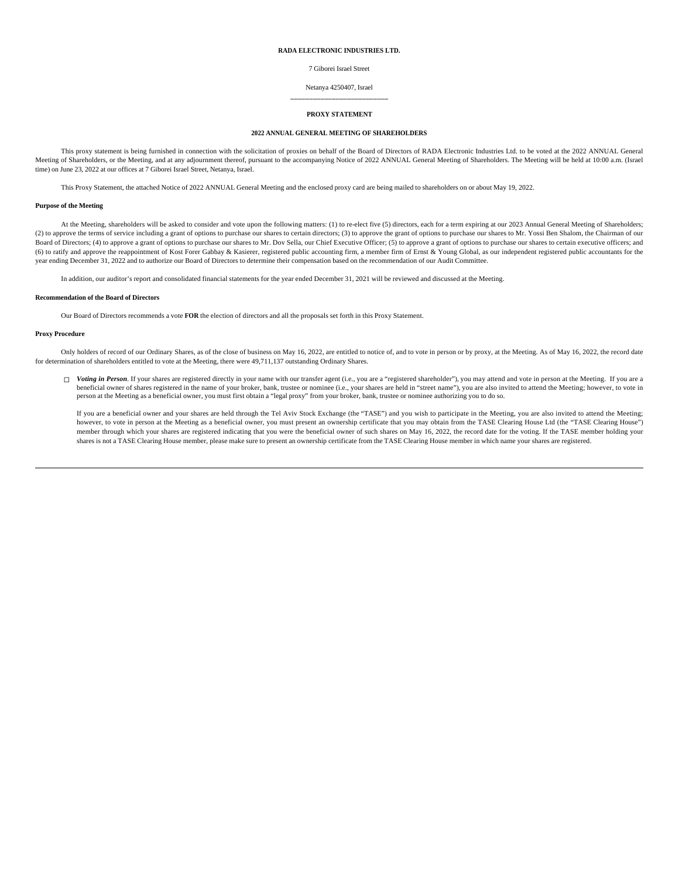**RADA ELECTRONIC INDUSTRIES LTD.**

7 Giborei Israel Street

Netanya 4250407, Israel

---

**PROXY STATEMENT**

**2022 ANNUAL GENERAL MEETING OF SHAREHOLDERS**

This proxy statement is being furnished in connection with the solicitation of proxies on behalf of the Board of Directors of RADA Electronic Industries Ltd. to be voted at the 2022 ANNUAL General Meeting of Shareholders, or the Meeting, and at any adjournment thereof, pursuant to the accompanying Notice of 2022 ANNUAL General Meeting of Shareholders. The Meeting will be held at 10:00 a.m. (Israel time) on June 23, 2022 at our offices at 7 Giborei Israel Street, Netanya, Israel.

This Proxy Statement, the attached Notice of 2022 ANNUAL General Meeting and the enclosed proxy card are being mailed to shareholders on or about May 19, 2022.

**Purpose of the Meeting**

At the Meeting, shareholders will be asked to consider and vote upon the following matters: (1) to re-elect five (5) directors, each for a term expiring at our 2023 Annual General Meeting of Shareholders; (2) to approve the terms of service including a grant of options to purchase our shares to certain directors; (3) to approve the grant of options to purchase our shares to Mr. Yossi Ben Shalom, the Chairman of our Board of Directors; (4) to approve a grant of options to purchase our shares to Mr. Dov Sella, our Chief Executive Officer; (5) to approve a grant of options to purchase our shares to certain executive officers; and (6) to ratify and approve the reappointment of Kost Forer Gabbay & Kasierer, registered public accounting firm, a member firm of Ernst & Young Global, as our independent registered public accountants for the year ending December 31, 2022 and to authorize our Board of Directors to determine their compensation based on the recommendation of our Audit Committee.

In addition, our auditor's report and consolidated financial statements for the year ended December 31, 2021 will be reviewed and discussed at the Meeting.

**Recommendation of the Board of Directors**

Our Board of Directors recommends a vote **FOR** the election of directors and all the proposals set forth in this Proxy Statement.

**Proxy Procedure**

Only holders of record of our Ordinary Shares, as of the close of business on May 16, 2022, are entitled to notice of, and to vote in person or by proxy, at the Meeting. As of May 16, 2022, the record date for determination of shareholders entitled to vote at the Meeting, there were 49,711,137 outstanding Ordinary Shares.

- ***Voting in Person***. If your shares are registered directly in your name with our transfer agent (i.e., you are a "registered shareholder"), you may attend and vote in person at the Meeting. If you are a beneficial owner of shares registered in the name of your broker, bank, trustee or nominee (i.e., your shares are held in "street name"), you are also invited to attend the Meeting; however, to vote in person at the Meeting as a beneficial owner, you must first obtain a "legal proxy" from your broker, bank, trustee or nominee authorizing you to do so.

  If you are a beneficial owner and your shares are held through the Tel Aviv Stock Exchange (the "TASE") and you wish to participate in the Meeting, you are also invited to attend the Meeting; however, to vote in person at the Meeting as a beneficial owner, you must present an ownership certificate that you may obtain from the TASE Clearing House Ltd (the "TASE Clearing House") member through which your shares are registered indicating that you were the beneficial owner of such shares on May 16, 2022, the record date for the voting. If the TASE member holding your shares is not a TASE Clearing House member, please make sure to present an ownership certificate from the TASE Clearing House member in which name your shares are registered.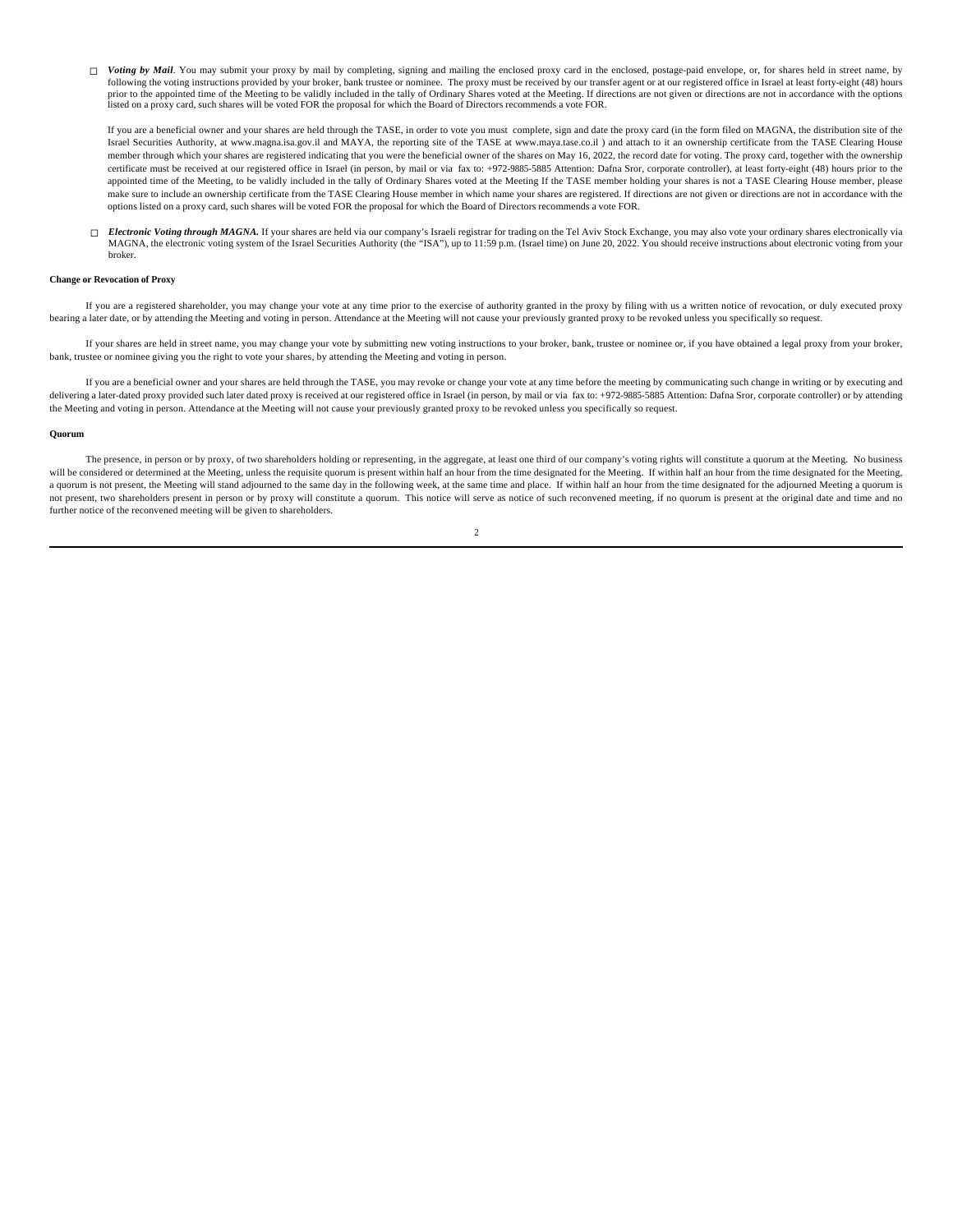- ***Voting by Mail***. You may submit your proxy by mail by completing, signing and mailing the enclosed proxy card in the enclosed, postage-paid envelope, or, for shares held in street name, by following the voting instructions provided by your broker, bank trustee or nominee. The proxy must be received by our transfer agent or at our registered office in Israel at least forty-eight (48) hours prior to the appointed time of the Meeting to be validly included in the tally of Ordinary Shares voted at the Meeting. If directions are not given or directions are not in accordance with the options listed on a proxy card, such shares will be voted FOR the proposal for which the Board of Directors recommends a vote FOR.

  If you are a beneficial owner and your shares are held through the TASE, in order to vote you must complete, sign and date the proxy card (in the form filed on MAGNA, the distribution site of the Israel Securities Authority, at www.magna.isa.gov.il and MAYA, the reporting site of the TASE at www.maya.tase.co.il ) and attach to it an ownership certificate from the TASE Clearing House member through which your shares are registered indicating that you were the beneficial owner of the shares on May 16, 2022, the record date for voting. The proxy card, together with the ownership certificate must be received at our registered office in Israel (in person, by mail or via fax to: +972-9885-5885 Attention: Dafna Sror, corporate controller), at least forty-eight (48) hours prior to the appointed time of the Meeting, to be validly included in the tally of Ordinary Shares voted at the Meeting If the TASE member holding your shares is not a TASE Clearing House member, please make sure to include an ownership certificate from the TASE Clearing House member in which name your shares are registered. If directions are not given or directions are not in accordance with the options listed on a proxy card, such shares will be voted FOR the proposal for which the Board of Directors recommends a vote FOR.

- ***Electronic Voting through MAGNA.*** If your shares are held via our company's Israeli registrar for trading on the Tel Aviv Stock Exchange, you may also vote your ordinary shares electronically via MAGNA, the electronic voting system of the Israel Securities Authority (the "ISA"), up to 11:59 p.m. (Israel time) on June 20, 2022. You should receive instructions about electronic voting from your broker.

**Change or Revocation of Proxy**

If you are a registered shareholder, you may change your vote at any time prior to the exercise of authority granted in the proxy by filing with us a written notice of revocation, or duly executed proxy bearing a later date, or by attending the Meeting and voting in person. Attendance at the Meeting will not cause your previously granted proxy to be revoked unless you specifically so request.

If your shares are held in street name, you may change your vote by submitting new voting instructions to your broker, bank, trustee or nominee or, if you have obtained a legal proxy from your broker, bank, trustee or nominee giving you the right to vote your shares, by attending the Meeting and voting in person.

If you are a beneficial owner and your shares are held through the TASE, you may revoke or change your vote at any time before the meeting by communicating such change in writing or by executing and delivering a later-dated proxy provided such later dated proxy is received at our registered office in Israel (in person, by mail or via fax to: +972-9885-5885 Attention: Dafna Sror, corporate controller) or by attending the Meeting and voting in person. Attendance at the Meeting will not cause your previously granted proxy to be revoked unless you specifically so request.

**Quorum**

The presence, in person or by proxy, of two shareholders holding or representing, in the aggregate, at least one third of our company's voting rights will constitute a quorum at the Meeting. No business will be considered or determined at the Meeting, unless the requisite quorum is present within half an hour from the time designated for the Meeting. If within half an hour from the time designated for the Meeting, a quorum is not present, the Meeting will stand adjourned to the same day in the following week, at the same time and place. If within half an hour from the time designated for the adjourned Meeting a quorum is not present, two shareholders present in person or by proxy will constitute a quorum. This notice will serve as notice of such reconvened meeting, if no quorum is present at the original date and time and no further notice of the reconvened meeting will be given to shareholders.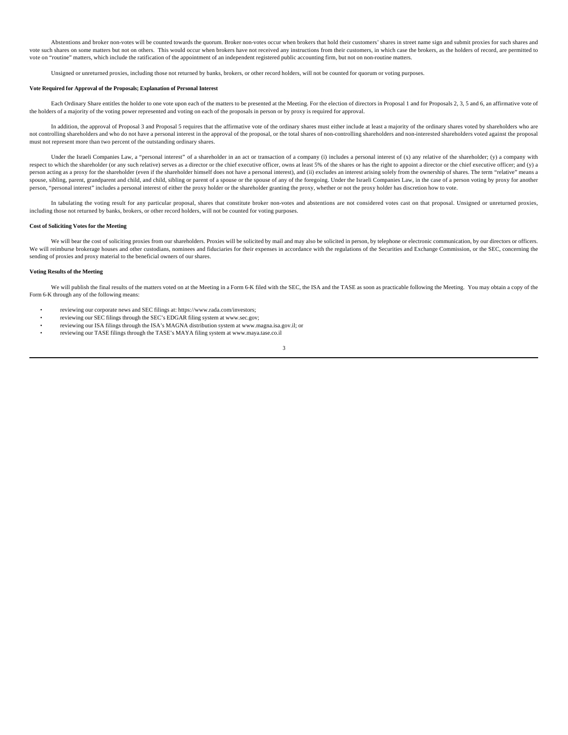Abstentions and broker non-votes will be counted towards the quorum. Broker non-votes occur when brokers that hold their customers' shares in street name sign and submit proxies for such shares and vote such shares on some matters but not on others. This would occur when brokers have not received any instructions from their customers, in which case the brokers, as the holders of record, are permitted to vote on "routine" matters, which include the ratification of the appointment of an independent registered public accounting firm, but not on non-routine matters.

Unsigned or unreturned proxies, including those not returned by banks, brokers, or other record holders, will not be counted for quorum or voting purposes.

**Vote Required for Approval of the Proposals; Explanation of Personal Interest**

Each Ordinary Share entitles the holder to one vote upon each of the matters to be presented at the Meeting. For the election of directors in Proposal 1 and for Proposals 2, 3, 5 and 6, an affirmative vote of the holders of a majority of the voting power represented and voting on each of the proposals in person or by proxy is required for approval.

In addition, the approval of Proposal 3 and Proposal 5 requires that the affirmative vote of the ordinary shares must either include at least a majority of the ordinary shares voted by shareholders who are not controlling shareholders and who do not have a personal interest in the approval of the proposal, or the total shares of non-controlling shareholders and non-interested shareholders voted against the proposal must not represent more than two percent of the outstanding ordinary shares.

Under the Israeli Companies Law, a "personal interest" of a shareholder in an act or transaction of a company (i) includes a personal interest of (x) any relative of the shareholder; (y) a company with respect to which the shareholder (or any such relative) serves as a director or the chief executive officer, owns at least 5% of the shares or has the right to appoint a director or the chief executive officer; and (y) a person acting as a proxy for the shareholder (even if the shareholder himself does not have a personal interest), and (ii) excludes an interest arising solely from the ownership of shares. The term "relative" means a spouse, sibling, parent, grandparent and child, and child, sibling or parent of a spouse or the spouse of any of the foregoing. Under the Israeli Companies Law, in the case of a person voting by proxy for another person, "personal interest" includes a personal interest of either the proxy holder or the shareholder granting the proxy, whether or not the proxy holder has discretion how to vote.

In tabulating the voting result for any particular proposal, shares that constitute broker non-votes and abstentions are not considered votes cast on that proposal. Unsigned or unreturned proxies, including those not returned by banks, brokers, or other record holders, will not be counted for voting purposes.

**Cost of Soliciting Votes for the Meeting**

We will bear the cost of soliciting proxies from our shareholders. Proxies will be solicited by mail and may also be solicited in person, by telephone or electronic communication, by our directors or officers. We will reimburse brokerage houses and other custodians, nominees and fiduciaries for their expenses in accordance with the regulations of the Securities and Exchange Commission, or the SEC, concerning the sending of proxies and proxy material to the beneficial owners of our shares.

**Voting Results of the Meeting**

We will publish the final results of the matters voted on at the Meeting in a Form 6-K filed with the SEC, the ISA and the TASE as soon as practicable following the Meeting. You may obtain a copy of the Form 6-K through any of the following means:

- reviewing our corporate news and SEC filings at: https://www.rada.com/investors;
- reviewing our SEC filings through the SEC's EDGAR filing system at www.sec.gov;
- reviewing our ISA filings through the ISA's MAGNA distribution system at www.magna.isa.gov.il; or
- reviewing our TASE filings through the TASE's MAYA filing system at www.maya.tase.co.il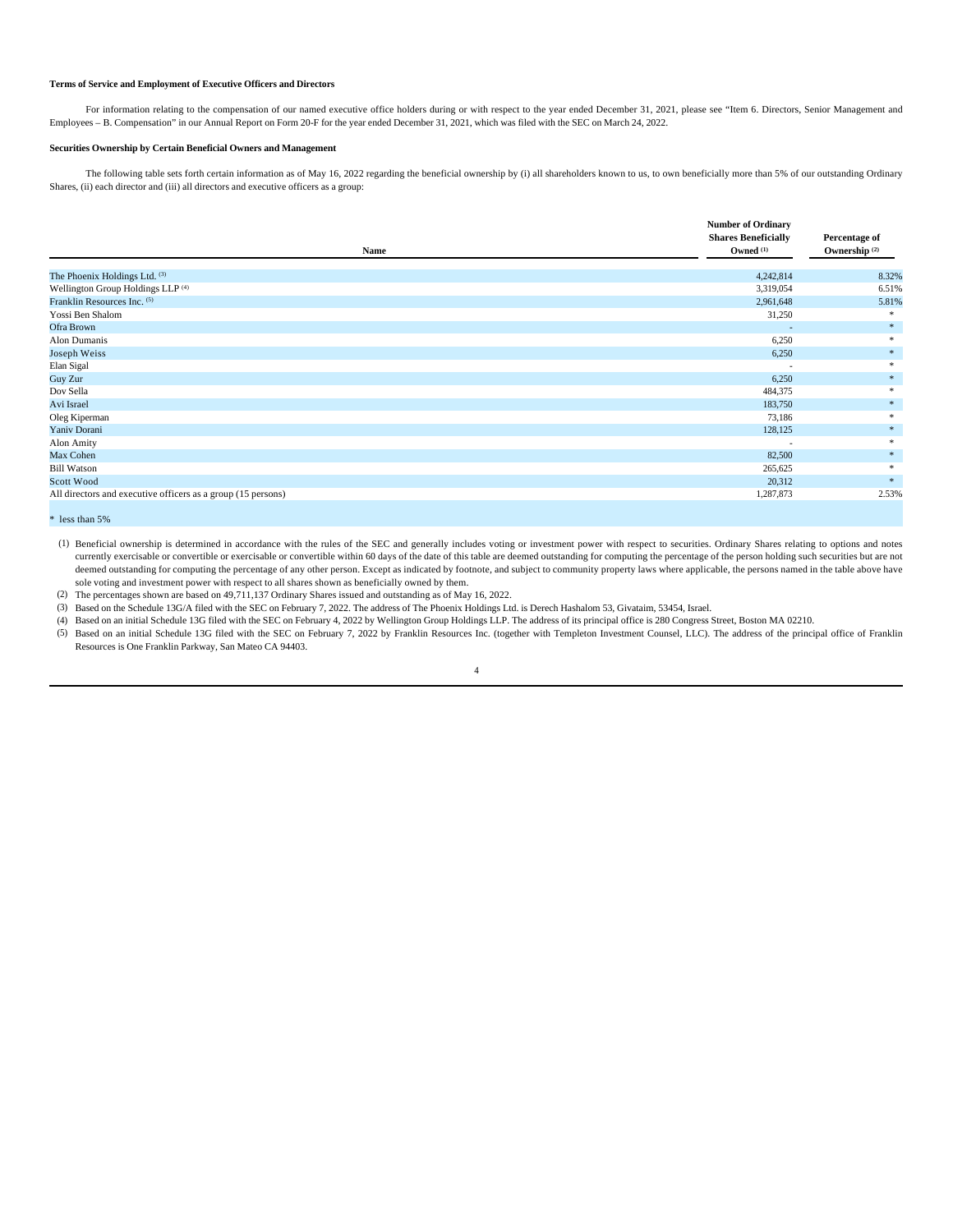### Terms of Service and Employment of Executive Officers and Directors

For information relating to the compensation of our named executive office holders during or with respect to the year ended December 31, 2021, please see "Item 6. Directors, Senior Management and Employees – B. Compensation" in our Annual Report on Form 20-F for the year ended December 31, 2021, which was filed with the SEC on March 24, 2022.

### Securities Ownership by Certain Beneficial Owners and Management

The following table sets forth certain information as of May 16, 2022 regarding the beneficial ownership by (i) all shareholders known to us, to own beneficially more than 5% of our outstanding Ordinary Shares, (ii) each director and (iii) all directors and executive officers as a group:

| Name | Number of Ordinary Shares Beneficially Owned (1) | Percentage of Ownership (2) |
|---|---|---|
| The Phoenix Holdings Ltd. (3) | 4,242,814 | 8.32% |
| Wellington Group Holdings LLP (4) | 3,319,054 | 6.51% |
| Franklin Resources Inc. (5) | 2,961,648 | 5.81% |
| Yossi Ben Shalom | 31,250 | * |
| Ofra Brown | - | * |
| Alon Dumanis | 6,250 | * |
| Joseph Weiss | 6,250 | * |
| Elan Sigal | - | * |
| Guy Zur | 6,250 | * |
| Dov Sella | 484,375 | * |
| Avi Israel | 183,750 | * |
| Oleg Kiperman | 73,186 | * |
| Yaniv Dorani | 128,125 | * |
| Alon Amity | - | * |
| Max Cohen | 82,500 | * |
| Bill Watson | 265,625 | * |
| Scott Wood | 20,312 | * |
| All directors and executive officers as a group (15 persons) | 1,287,873 | 2.53% |

\* less than 5%

(1) Beneficial ownership is determined in accordance with the rules of the SEC and generally includes voting or investment power with respect to securities. Ordinary Shares relating to options and notes currently exercisable or convertible or exercisable or convertible within 60 days of the date of this table are deemed outstanding for computing the percentage of the person holding such securities but are not deemed outstanding for computing the percentage of any other person. Except as indicated by footnote, and subject to community property laws where applicable, the persons named in the table above have sole voting and investment power with respect to all shares shown as beneficially owned by them.

(2) The percentages shown are based on 49,711,137 Ordinary Shares issued and outstanding as of May 16, 2022.

(3) Based on the Schedule 13G/A filed with the SEC on February 7, 2022. The address of The Phoenix Holdings Ltd. is Derech Hashalom 53, Givataim, 53454, Israel.

(4) Based on an initial Schedule 13G filed with the SEC on February 4, 2022 by Wellington Group Holdings LLP. The address of its principal office is 280 Congress Street, Boston MA 02210.

(5) Based on an initial Schedule 13G filed with the SEC on February 7, 2022 by Franklin Resources Inc. (together with Templeton Investment Counsel, LLC). The address of the principal office of Franklin Resources is One Franklin Parkway, San Mateo CA 94403.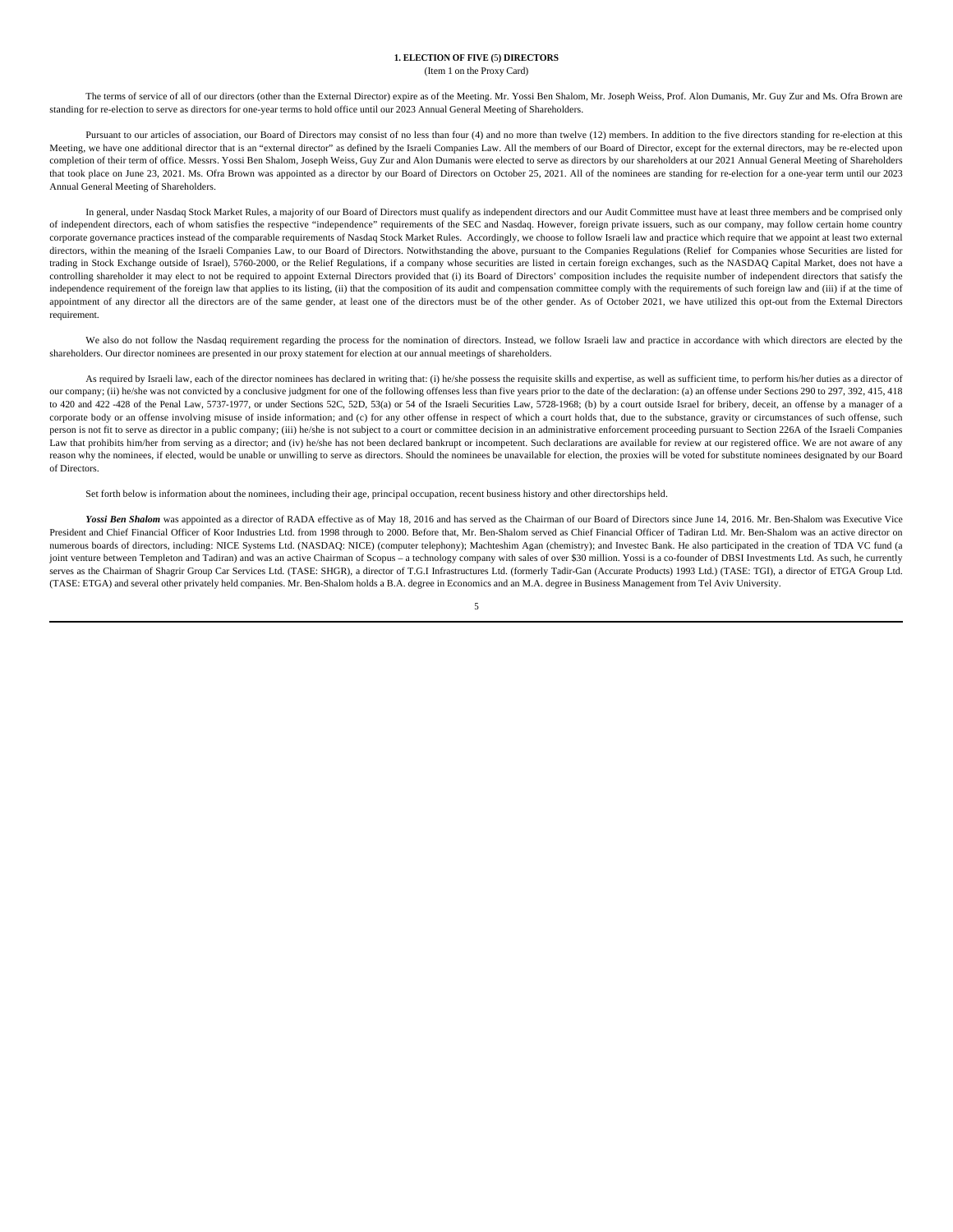## 1. ELECTION OF FIVE (5) DIRECTORS

(Item 1 on the Proxy Card)

The terms of service of all of our directors (other than the External Director) expire as of the Meeting. Mr. Yossi Ben Shalom, Mr. Joseph Weiss, Prof. Alon Dumanis, Mr. Guy Zur and Ms. Ofra Brown are standing for re-election to serve as directors for one-year terms to hold office until our 2023 Annual General Meeting of Shareholders.

Pursuant to our articles of association, our Board of Directors may consist of no less than four (4) and no more than twelve (12) members. In addition to the five directors standing for re-election at this Meeting, we have one additional director that is an "external director" as defined by the Israeli Companies Law. All the members of our Board of Director, except for the external directors, may be re-elected upon completion of their term of office. Messrs. Yossi Ben Shalom, Joseph Weiss, Guy Zur and Alon Dumanis were elected to serve as directors by our shareholders at our 2021 Annual General Meeting of Shareholders that took place on June 23, 2021. Ms. Ofra Brown was appointed as a director by our Board of Directors on October 25, 2021. All of the nominees are standing for re-election for a one-year term until our 2023 Annual General Meeting of Shareholders.

In general, under Nasdaq Stock Market Rules, a majority of our Board of Directors must qualify as independent directors and our Audit Committee must have at least three members and be comprised only of independent directors, each of whom satisfies the respective "independence" requirements of the SEC and Nasdaq. However, foreign private issuers, such as our company, may follow certain home country corporate governance practices instead of the comparable requirements of Nasdaq Stock Market Rules. Accordingly, we choose to follow Israeli law and practice which require that we appoint at least two external directors, within the meaning of the Israeli Companies Law, to our Board of Directors. Notwithstanding the above, pursuant to the Companies Regulations (Relief for Companies whose Securities are listed for trading in Stock Exchange outside of Israel), 5760-2000, or the Relief Regulations, if a company whose securities are listed in certain foreign exchanges, such as the NASDAQ Capital Market, does not have a controlling shareholder it may elect to not be required to appoint External Directors provided that (i) its Board of Directors' composition includes the requisite number of independent directors that satisfy the independence requirement of the foreign law that applies to its listing, (ii) that the composition of its audit and compensation committee comply with the requirements of such foreign law and (iii) if at the time of appointment of any director all the directors are of the same gender, at least one of the directors must be of the other gender. As of October 2021, we have utilized this opt-out from the External Directors requirement.

We also do not follow the Nasdaq requirement regarding the process for the nomination of directors. Instead, we follow Israeli law and practice in accordance with which directors are elected by the shareholders. Our director nominees are presented in our proxy statement for election at our annual meetings of shareholders.

As required by Israeli law, each of the director nominees has declared in writing that: (i) he/she possess the requisite skills and expertise, as well as sufficient time, to perform his/her duties as a director of our company; (ii) he/she was not convicted by a conclusive judgment for one of the following offenses less than five years prior to the date of the declaration: (a) an offense under Sections 290 to 297, 392, 415, 418 to 420 and 422 -428 of the Penal Law, 5737-1977, or under Sections 52C, 52D, 53(a) or 54 of the Israeli Securities Law, 5728-1968; (b) by a court outside Israel for bribery, deceit, an offense by a manager of a corporate body or an offense involving misuse of inside information; and (c) for any other offense in respect of which a court holds that, due to the substance, gravity or circumstances of such offense, such person is not fit to serve as director in a public company; (iii) he/she is not subject to a court or committee decision in an administrative enforcement proceeding pursuant to Section 226A of the Israeli Companies Law that prohibits him/her from serving as a director; and (iv) he/she has not been declared bankrupt or incompetent. Such declarations are available for review at our registered office. We are not aware of any reason why the nominees, if elected, would be unable or unwilling to serve as directors. Should the nominees be unavailable for election, the proxies will be voted for substitute nominees designated by our Board of Directors.

Set forth below is information about the nominees, including their age, principal occupation, recent business history and other directorships held.

***Yossi Ben Shalom*** was appointed as a director of RADA effective as of May 18, 2016 and has served as the Chairman of our Board of Directors since June 14, 2016. Mr. Ben-Shalom was Executive Vice President and Chief Financial Officer of Koor Industries Ltd. from 1998 through to 2000. Before that, Mr. Ben-Shalom served as Chief Financial Officer of Tadiran Ltd. Mr. Ben-Shalom was an active director on numerous boards of directors, including: NICE Systems Ltd. (NASDAQ: NICE) (computer telephony); Machteshim Agan (chemistry); and Investec Bank. He also participated in the creation of TDA VC fund (a joint venture between Templeton and Tadiran) and was an active Chairman of Scopus – a technology company with sales of over $30 million. Yossi is a co-founder of DBSI Investments Ltd. As such, he currently serves as the Chairman of Shagrir Group Car Services Ltd. (TASE: SHGR), a director of T.G.I Infrastructures Ltd. (formerly Tadir-Gan (Accurate Products) 1993 Ltd.) (TASE: TGI), a director of ETGA Group Ltd. (TASE: ETGA) and several other privately held companies. Mr. Ben-Shalom holds a B.A. degree in Economics and an M.A. degree in Business Management from Tel Aviv University.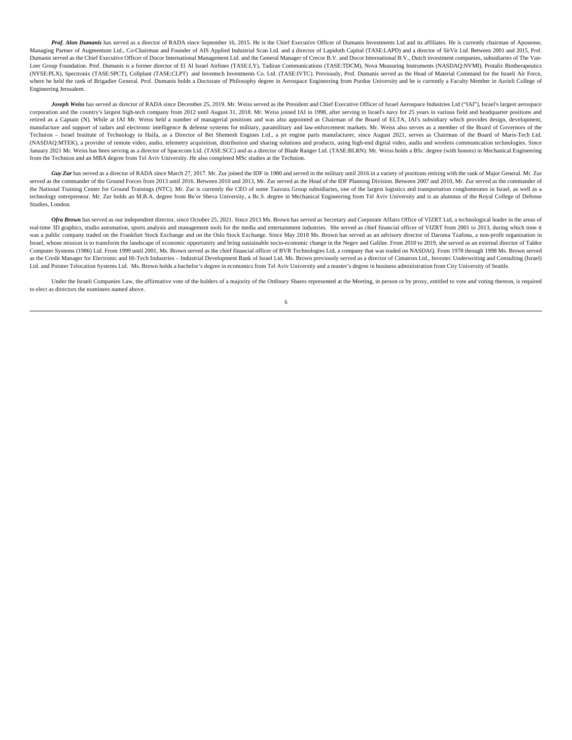***Prof. Alon Dumanis*** has served as a director of RADA since September 16, 2015. He is the Chief Executive Officer of Dumanis Investments Ltd and its affiliates. He is currently chairman of Aposense, Managing Partner of Augmentum Ltd., Co-Chairman and Founder of AIS Applied Industrial Scan Ltd. and a director of Lapidoth Capital (TASE:LAPD) and a director of SirVir Ltd. Between 2001 and 2015, Prof. Dumanis served as the Chief Executive Officer of Docor International Management Ltd. and the General Manager of Crecor B.V. and Docor International B.V., Dutch investment companies, subsidiaries of The Van-Leer Group Foundation. Prof. Dumanis is a former director of El Al Israel Airlines (TASE:LY), Tadiran Communications (TASE:TDCM), Nova Measuring Instruments (NASDAQ:NVMI), Protalix Biotherapeutics (NYSE:PLX), Spectronix (TASE:SPCT), Collplant (TASE:CLPT) and Inventech Investments Co. Ltd. (TASE:IVTC). Previously, Prof. Dumanis served as the Head of Material Command for the Israeli Air Force, where he held the rank of Brigadier General. Prof. Dumanis holds a Doctorate of Philosophy degree in Aerospace Engineering from Purdue University and he is currently a Faculty Member in Azrieli College of Engineering Jerusalem.

***Joseph Weiss*** has served as director of RADA since December 25, 2019. Mr. Weiss served as the President and Chief Executive Officer of Israel Aerospace Industries Ltd ("IAI"), Israel's largest aerospace corporation and the country's largest high-tech company from 2012 until August 31, 2018. Mr. Weiss joined IAI in 1998, after serving in Israel's navy for 25 years in various field and headquarter positions and retired as a Captain (N). While at IAI Mr. Weiss held a number of managerial positions and was also appointed as Chairman of the Board of ELTA, IAI's subsidiary which provides design, development, manufacture and support of radars and electronic intelligence & defense systems for military, paramilitary and law-enforcement markets. Mr. Weiss also serves as a member of the Board of Governors of the Technion – Israel Institute of Technology in Haifa, as a Director of Bet Shemesh Engines Ltd., a jet engine parts manufacturer, since August 2021, serves as Chairman of the Board of Maris-Tech Ltd. (NASDAQ:MTEK), a provider of remote video, audio, telemetry acquisition, distribution and sharing solutions and products, using high-end digital video, audio and wireless communication technologies. Since January 2021 Mr. Weiss has been serving as a director of Spacecom Ltd. (TASE:SCC) and as a director of Blade Ranger Ltd. (TASE:BLRN). Mr. Weiss holds a BSc. degree (with honors) in Mechanical Engineering from the Technion and an MBA degree from Tel Aviv University. He also completed MSc studies at the Technion.

***Guy Zur*** has served as a director of RADA since March 27, 2017. Mr. Zur joined the IDF in 1980 and served in the military until 2016 in a variety of positions retiring with the rank of Major General. Mr. Zur served as the commander of the Ground Forces from 2013 until 2016. Between 2010 and 2013, Mr. Zur served as the Head of the IDF Planning Division. Between 2007 and 2010, Mr. Zur served as the commander of the National Training Center for Ground Trainings (NTC). Mr. Zur is currently the CEO of some Taavura Group subsidiaries, one of the largest logistics and transportation conglomerates in Israel, as well as a technology entrepreneur. Mr. Zur holds an M.B.A. degree from Be'er Sheva University, a Bc.S. degree in Mechanical Engineering from Tel Aviv University and is an alumnus of the Royal College of Defense Studies, London.

***Ofra Brown*** has served as our independent director, since October 25, 2021. Since 2013 Ms. Brown has served as Secretary and Corporate Affairs Office of VIZRT Ltd, a technological leader in the areas of real-time 3D graphics, studio automation, sports analysis and management tools for the media and entertainment industries. She served as chief financial officer of VIZRT from 2001 to 2013, during which time it was a public company traded on the Frankfurt Stock Exchange and on the Oslo Stock Exchange. Since May 2018 Ms. Brown has served as an advisory director of Daroma Tzafona, a non-profit organization in Israel, whose mission is to transform the landscape of economic opportunity and bring sustainable socio-economic change in the Negev and Galilee. From 2010 to 2019, she served as an external director of Taldor Computer Systems (1986) Ltd. From 1999 until 2001, Ms. Brown served as the chief financial officer of BVR Technologies Ltd, a company that was traded on NASDAQ. From 1978 through 1998 Ms. Brown served as the Credit Manager for Electronic and Hi-Tech Industries – Industrial Development Bank of Israel Ltd. Ms. Brown previously served as a director of Cimatron Ltd., Investec Underwriting and Consulting (Israel) Ltd. and Pointer Telocation Systems Ltd. Ms. Brown holds a bachelor's degree in economics from Tel Aviv University and a master's degree in business administration from City University of Seattle.

Under the Israeli Companies Law, the affirmative vote of the holders of a majority of the Ordinary Shares represented at the Meeting, in person or by proxy, entitled to vote and voting thereon, is required to elect as directors the nominees named above.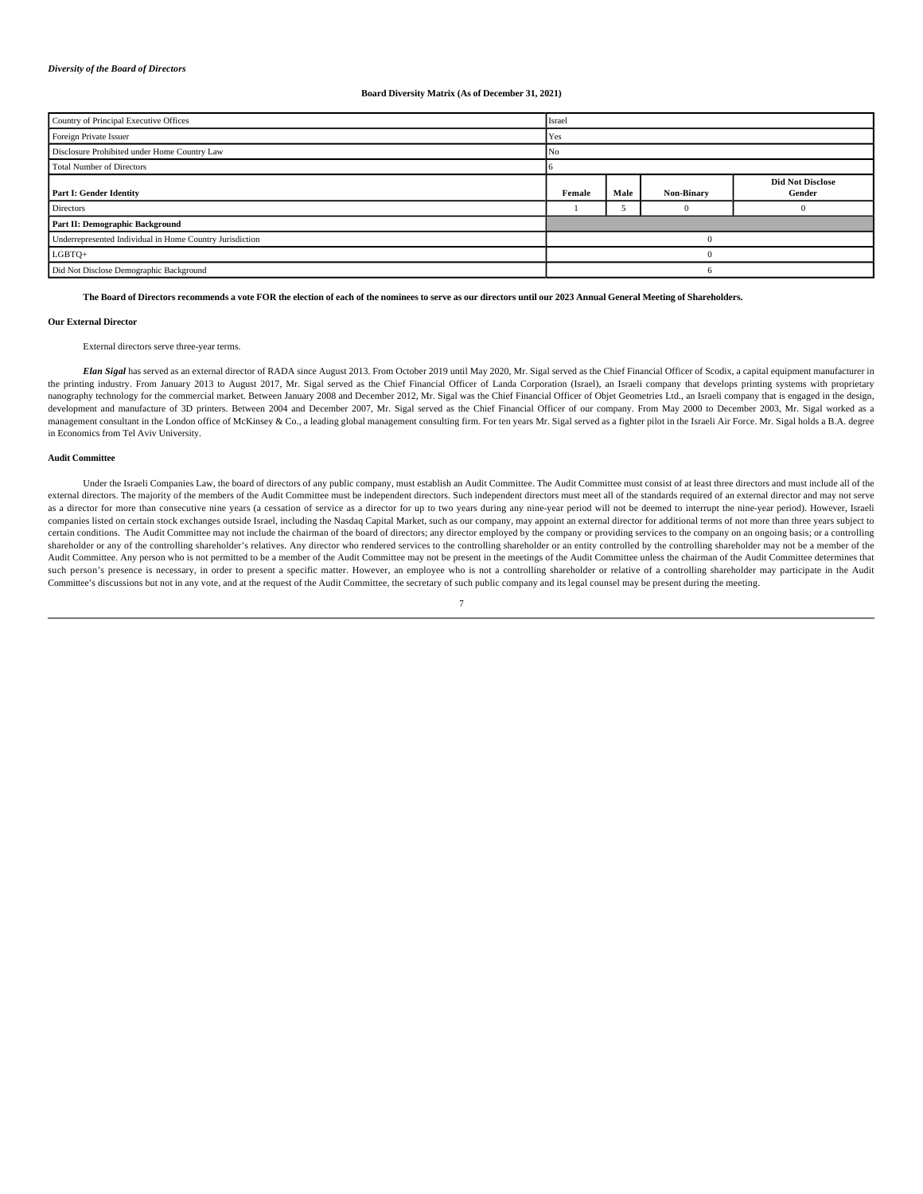*Diversity of the Board of Directors*

**Board Diversity Matrix (As of December 31, 2021)**

| Country of Principal Executive Offices | Israel | | | |
|---|---|---|---|---|
| Foreign Private Issuer | Yes | | | |
| Disclosure Prohibited under Home Country Law | No | | | |
| Total Number of Directors | 6 | | | |
| **Part I: Gender Identity** | **Female** | **Male** | **Non-Binary** | **Did Not Disclose Gender** |
| Directors | 1 | 5 | 0 | 0 |
| **Part II: Demographic Background** | | | | |
| Underrepresented Individual in Home Country Jurisdiction | 0 | | | |
| LGBTQ+ | 0 | | | |
| Did Not Disclose Demographic Background | 6 | | | |

**The Board of Directors recommends a vote FOR the election of each of the nominees to serve as our directors until our 2023 Annual General Meeting of Shareholders.**

**Our External Director**

External directors serve three-year terms.

***Elan Sigal*** has served as an external director of RADA since August 2013. From October 2019 until May 2020, Mr. Sigal served as the Chief Financial Officer of Scodix, a capital equipment manufacturer in the printing industry. From January 2013 to August 2017, Mr. Sigal served as the Chief Financial Officer of Landa Corporation (Israel), an Israeli company that develops printing systems with proprietary nanography technology for the commercial market. Between January 2008 and December 2012, Mr. Sigal was the Chief Financial Officer of Objet Geometries Ltd., an Israeli company that is engaged in the design, development and manufacture of 3D printers. Between 2004 and December 2007, Mr. Sigal served as the Chief Financial Officer of our company. From May 2000 to December 2003, Mr. Sigal worked as a management consultant in the London office of McKinsey & Co., a leading global management consulting firm. For ten years Mr. Sigal served as a fighter pilot in the Israeli Air Force. Mr. Sigal holds a B.A. degree in Economics from Tel Aviv University.

**Audit Committee**

Under the Israeli Companies Law, the board of directors of any public company, must establish an Audit Committee. The Audit Committee must consist of at least three directors and must include all of the external directors. The majority of the members of the Audit Committee must be independent directors. Such independent directors must meet all of the standards required of an external director and may not serve as a director for more than consecutive nine years (a cessation of service as a director for up to two years during any nine-year period will not be deemed to interrupt the nine-year period). However, Israeli companies listed on certain stock exchanges outside Israel, including the Nasdaq Capital Market, such as our company, may appoint an external director for additional terms of not more than three years subject to certain conditions. The Audit Committee may not include the chairman of the board of directors; any director employed by the company or providing services to the company on an ongoing basis; or a controlling shareholder or any of the controlling shareholder's relatives. Any director who rendered services to the controlling shareholder or an entity controlled by the controlling shareholder may not be a member of the Audit Committee. Any person who is not permitted to be a member of the Audit Committee may not be present in the meetings of the Audit Committee unless the chairman of the Audit Committee determines that such person's presence is necessary, in order to present a specific matter. However, an employee who is not a controlling shareholder or relative of a controlling shareholder may participate in the Audit Committee's discussions but not in any vote, and at the request of the Audit Committee, the secretary of such public company and its legal counsel may be present during the meeting.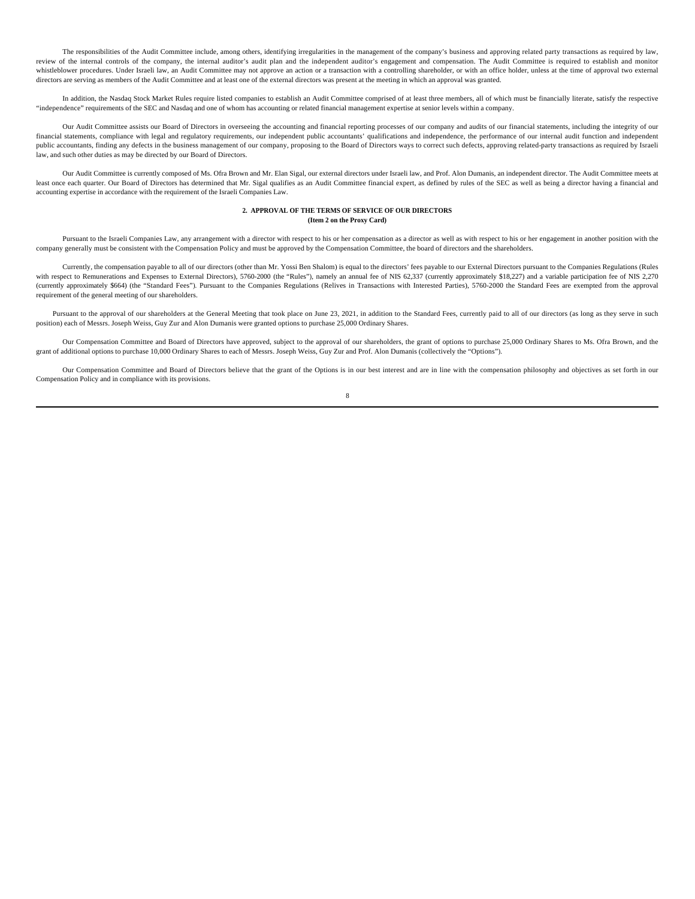The responsibilities of the Audit Committee include, among others, identifying irregularities in the management of the company's business and approving related party transactions as required by law, review of the internal controls of the company, the internal auditor's audit plan and the independent auditor's engagement and compensation. The Audit Committee is required to establish and monitor whistleblower procedures. Under Israeli law, an Audit Committee may not approve an action or a transaction with a controlling shareholder, or with an office holder, unless at the time of approval two external directors are serving as members of the Audit Committee and at least one of the external directors was present at the meeting in which an approval was granted.

In addition, the Nasdaq Stock Market Rules require listed companies to establish an Audit Committee comprised of at least three members, all of which must be financially literate, satisfy the respective "independence" requirements of the SEC and Nasdaq and one of whom has accounting or related financial management expertise at senior levels within a company.

Our Audit Committee assists our Board of Directors in overseeing the accounting and financial reporting processes of our company and audits of our financial statements, including the integrity of our financial statements, compliance with legal and regulatory requirements, our independent public accountants' qualifications and independence, the performance of our internal audit function and independent public accountants, finding any defects in the business management of our company, proposing to the Board of Directors ways to correct such defects, approving related-party transactions as required by Israeli law, and such other duties as may be directed by our Board of Directors.

Our Audit Committee is currently composed of Ms. Ofra Brown and Mr. Elan Sigal, our external directors under Israeli law, and Prof. Alon Dumanis, an independent director. The Audit Committee meets at least once each quarter. Our Board of Directors has determined that Mr. Sigal qualifies as an Audit Committee financial expert, as defined by rules of the SEC as well as being a director having a financial and accounting expertise in accordance with the requirement of the Israeli Companies Law.

## 2. APPROVAL OF THE TERMS OF SERVICE OF OUR DIRECTORS

**(Item 2 on the Proxy Card)**

Pursuant to the Israeli Companies Law, any arrangement with a director with respect to his or her compensation as a director as well as with respect to his or her engagement in another position with the company generally must be consistent with the Compensation Policy and must be approved by the Compensation Committee, the board of directors and the shareholders.

Currently, the compensation payable to all of our directors (other than Mr. Yossi Ben Shalom) is equal to the directors' fees payable to our External Directors pursuant to the Companies Regulations (Rules with respect to Remunerations and Expenses to External Directors), 5760-2000 (the "Rules"), namely an annual fee of NIS 62,337 (currently approximately $18,227) and a variable participation fee of NIS 2,270 (currently approximately $664) (the "Standard Fees"). Pursuant to the Companies Regulations (Relives in Transactions with Interested Parties), 5760-2000 the Standard Fees are exempted from the approval requirement of the general meeting of our shareholders.

Pursuant to the approval of our shareholders at the General Meeting that took place on June 23, 2021, in addition to the Standard Fees, currently paid to all of our directors (as long as they serve in such position) each of Messrs. Joseph Weiss, Guy Zur and Alon Dumanis were granted options to purchase 25,000 Ordinary Shares.

Our Compensation Committee and Board of Directors have approved, subject to the approval of our shareholders, the grant of options to purchase 25,000 Ordinary Shares to Ms. Ofra Brown, and the grant of additional options to purchase 10,000 Ordinary Shares to each of Messrs. Joseph Weiss, Guy Zur and Prof. Alon Dumanis (collectively the "Options").

Our Compensation Committee and Board of Directors believe that the grant of the Options is in our best interest and are in line with the compensation philosophy and objectives as set forth in our Compensation Policy and in compliance with its provisions.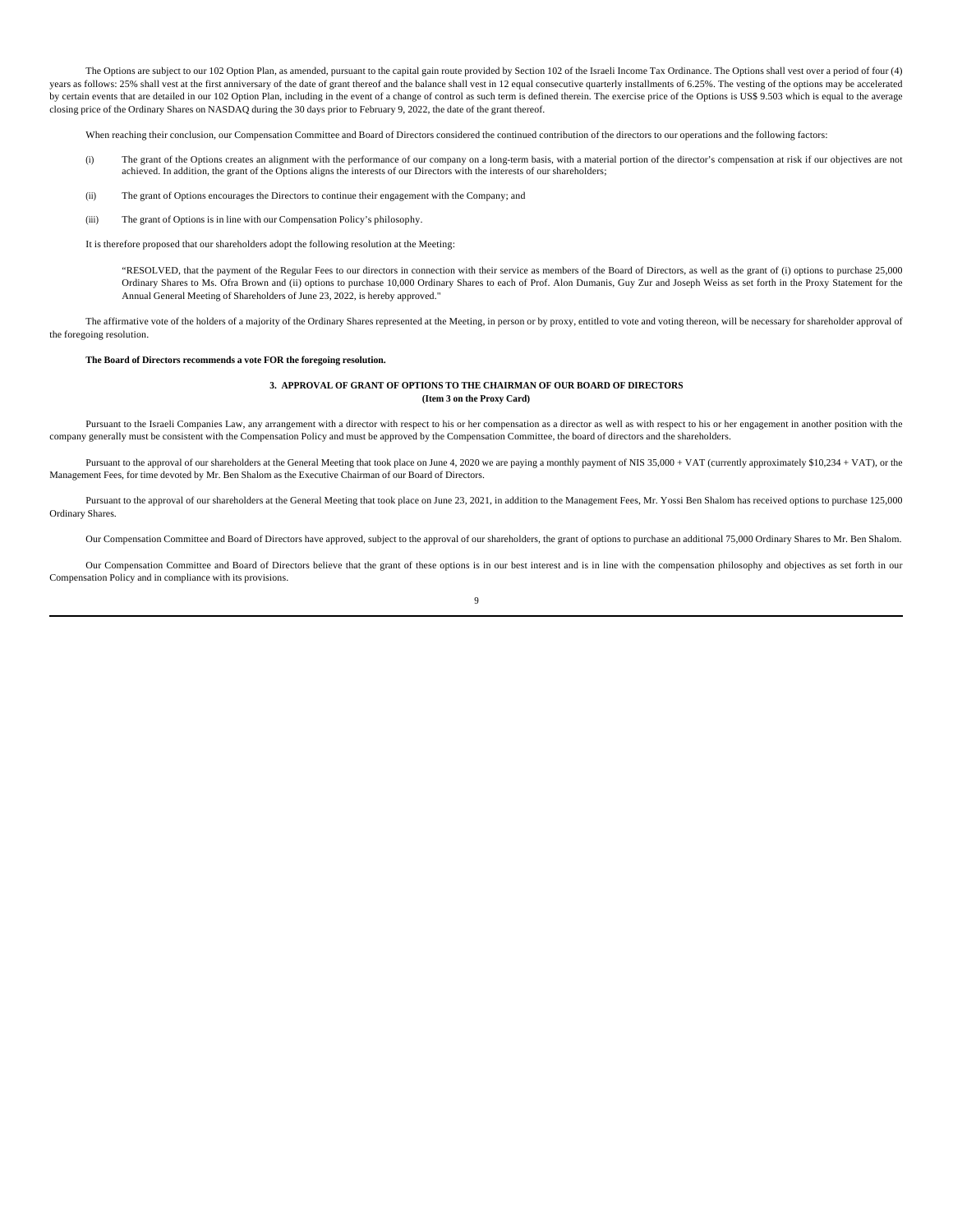The Options are subject to our 102 Option Plan, as amended, pursuant to the capital gain route provided by Section 102 of the Israeli Income Tax Ordinance. The Options shall vest over a period of four (4) years as follows: 25% shall vest at the first anniversary of the date of grant thereof and the balance shall vest in 12 equal consecutive quarterly installments of 6.25%. The vesting of the options may be accelerated by certain events that are detailed in our 102 Option Plan, including in the event of a change of control as such term is defined therein. The exercise price of the Options is US$ 9.503 which is equal to the average closing price of the Ordinary Shares on NASDAQ during the 30 days prior to February 9, 2022, the date of the grant thereof.

When reaching their conclusion, our Compensation Committee and Board of Directors considered the continued contribution of the directors to our operations and the following factors:

(i) The grant of the Options creates an alignment with the performance of our company on a long-term basis, with a material portion of the director's compensation at risk if our objectives are not achieved. In addition, the grant of the Options aligns the interests of our Directors with the interests of our shareholders;

(ii) The grant of Options encourages the Directors to continue their engagement with the Company; and

(iii) The grant of Options is in line with our Compensation Policy's philosophy.

It is therefore proposed that our shareholders adopt the following resolution at the Meeting:

> "RESOLVED, that the payment of the Regular Fees to our directors in connection with their service as members of the Board of Directors, as well as the grant of (i) options to purchase 25,000 Ordinary Shares to Ms. Ofra Brown and (ii) options to purchase 10,000 Ordinary Shares to each of Prof. Alon Dumanis, Guy Zur and Joseph Weiss as set forth in the Proxy Statement for the Annual General Meeting of Shareholders of June 23, 2022, is hereby approved."

The affirmative vote of the holders of a majority of the Ordinary Shares represented at the Meeting, in person or by proxy, entitled to vote and voting thereon, will be necessary for shareholder approval of the foregoing resolution.

**The Board of Directors recommends a vote FOR the foregoing resolution.**

## 3. APPROVAL OF GRANT OF OPTIONS TO THE CHAIRMAN OF OUR BOARD OF DIRECTORS

**(Item 3 on the Proxy Card)**

Pursuant to the Israeli Companies Law, any arrangement with a director with respect to his or her compensation as a director as well as with respect to his or her engagement in another position with the company generally must be consistent with the Compensation Policy and must be approved by the Compensation Committee, the board of directors and the shareholders.

Pursuant to the approval of our shareholders at the General Meeting that took place on June 4, 2020 we are paying a monthly payment of NIS 35,000 + VAT (currently approximately $10,234 + VAT), or the Management Fees, for time devoted by Mr. Ben Shalom as the Executive Chairman of our Board of Directors.

Pursuant to the approval of our shareholders at the General Meeting that took place on June 23, 2021, in addition to the Management Fees, Mr. Yossi Ben Shalom has received options to purchase 125,000 Ordinary Shares.

Our Compensation Committee and Board of Directors have approved, subject to the approval of our shareholders, the grant of options to purchase an additional 75,000 Ordinary Shares to Mr. Ben Shalom.

Our Compensation Committee and Board of Directors believe that the grant of these options is in our best interest and is in line with the compensation philosophy and objectives as set forth in our Compensation Policy and in compliance with its provisions.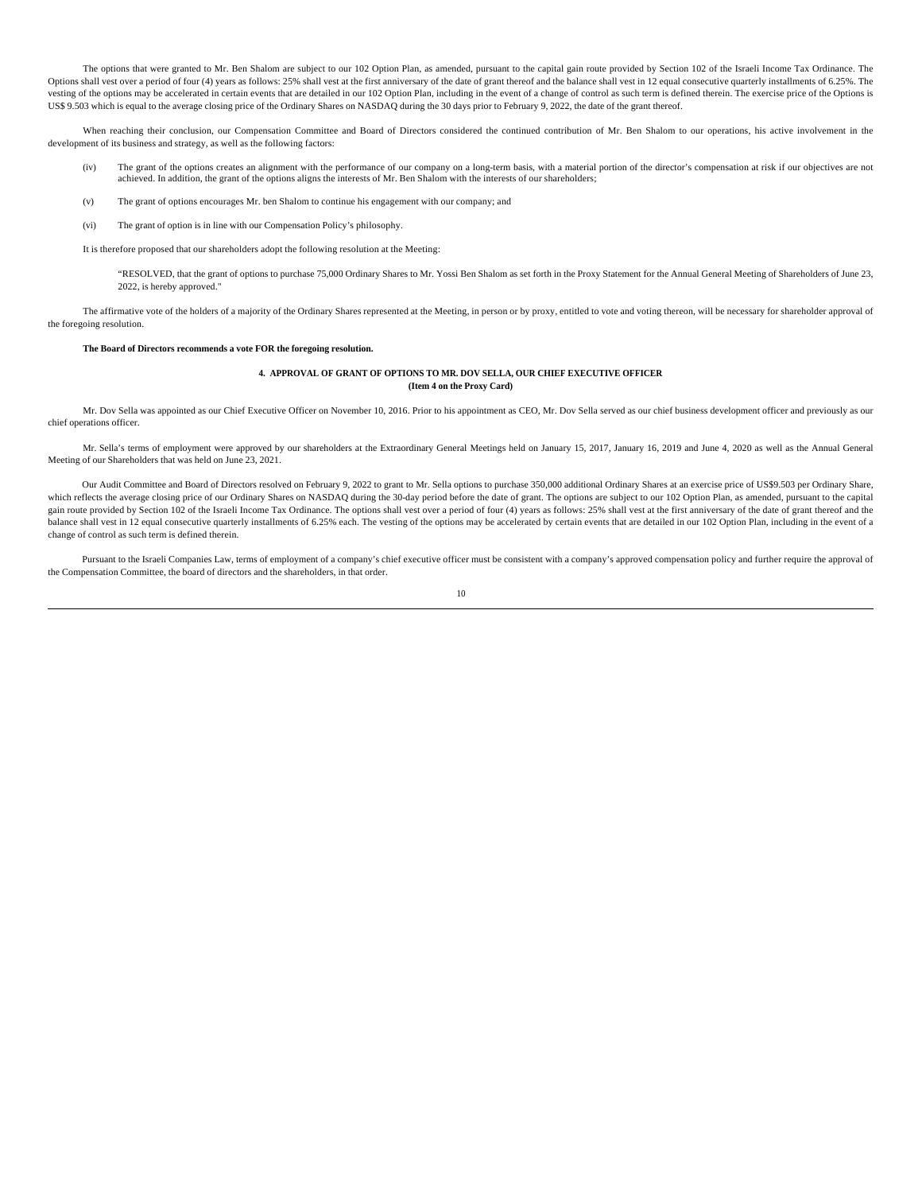The options that were granted to Mr. Ben Shalom are subject to our 102 Option Plan, as amended, pursuant to the capital gain route provided by Section 102 of the Israeli Income Tax Ordinance. The Options shall vest over a period of four (4) years as follows: 25% shall vest at the first anniversary of the date of grant thereof and the balance shall vest in 12 equal consecutive quarterly installments of 6.25%. The vesting of the options may be accelerated in certain events that are detailed in our 102 Option Plan, including in the event of a change of control as such term is defined therein. The exercise price of the Options is US$ 9.503 which is equal to the average closing price of the Ordinary Shares on NASDAQ during the 30 days prior to February 9, 2022, the date of the grant thereof.

When reaching their conclusion, our Compensation Committee and Board of Directors considered the continued contribution of Mr. Ben Shalom to our operations, his active involvement in the development of its business and strategy, as well as the following factors:

(iv) The grant of the options creates an alignment with the performance of our company on a long-term basis, with a material portion of the director's compensation at risk if our objectives are not achieved. In addition, the grant of the options aligns the interests of Mr. Ben Shalom with the interests of our shareholders;

(v) The grant of options encourages Mr. ben Shalom to continue his engagement with our company; and

(vi) The grant of option is in line with our Compensation Policy's philosophy.

It is therefore proposed that our shareholders adopt the following resolution at the Meeting:

> "RESOLVED, that the grant of options to purchase 75,000 Ordinary Shares to Mr. Yossi Ben Shalom as set forth in the Proxy Statement for the Annual General Meeting of Shareholders of June 23, 2022, is hereby approved."

The affirmative vote of the holders of a majority of the Ordinary Shares represented at the Meeting, in person or by proxy, entitled to vote and voting thereon, will be necessary for shareholder approval of the foregoing resolution.

**The Board of Directors recommends a vote FOR the foregoing resolution.**

## 4. APPROVAL OF GRANT OF OPTIONS TO MR. DOV SELLA, OUR CHIEF EXECUTIVE OFFICER
**(Item 4 on the Proxy Card)**

Mr. Dov Sella was appointed as our Chief Executive Officer on November 10, 2016. Prior to his appointment as CEO, Mr. Dov Sella served as our chief business development officer and previously as our chief operations officer.

Mr. Sella's terms of employment were approved by our shareholders at the Extraordinary General Meetings held on January 15, 2017, January 16, 2019 and June 4, 2020 as well as the Annual General Meeting of our Shareholders that was held on June 23, 2021.

Our Audit Committee and Board of Directors resolved on February 9, 2022 to grant to Mr. Sella options to purchase 350,000 additional Ordinary Shares at an exercise price of US$9.503 per Ordinary Share, which reflects the average closing price of our Ordinary Shares on NASDAQ during the 30-day period before the date of grant. The options are subject to our 102 Option Plan, as amended, pursuant to the capital gain route provided by Section 102 of the Israeli Income Tax Ordinance. The options shall vest over a period of four (4) years as follows: 25% shall vest at the first anniversary of the date of grant thereof and the balance shall vest in 12 equal consecutive quarterly installments of 6.25% each. The vesting of the options may be accelerated by certain events that are detailed in our 102 Option Plan, including in the event of a change of control as such term is defined therein.

Pursuant to the Israeli Companies Law, terms of employment of a company's chief executive officer must be consistent with a company's approved compensation policy and further require the approval of the Compensation Committee, the board of directors and the shareholders, in that order.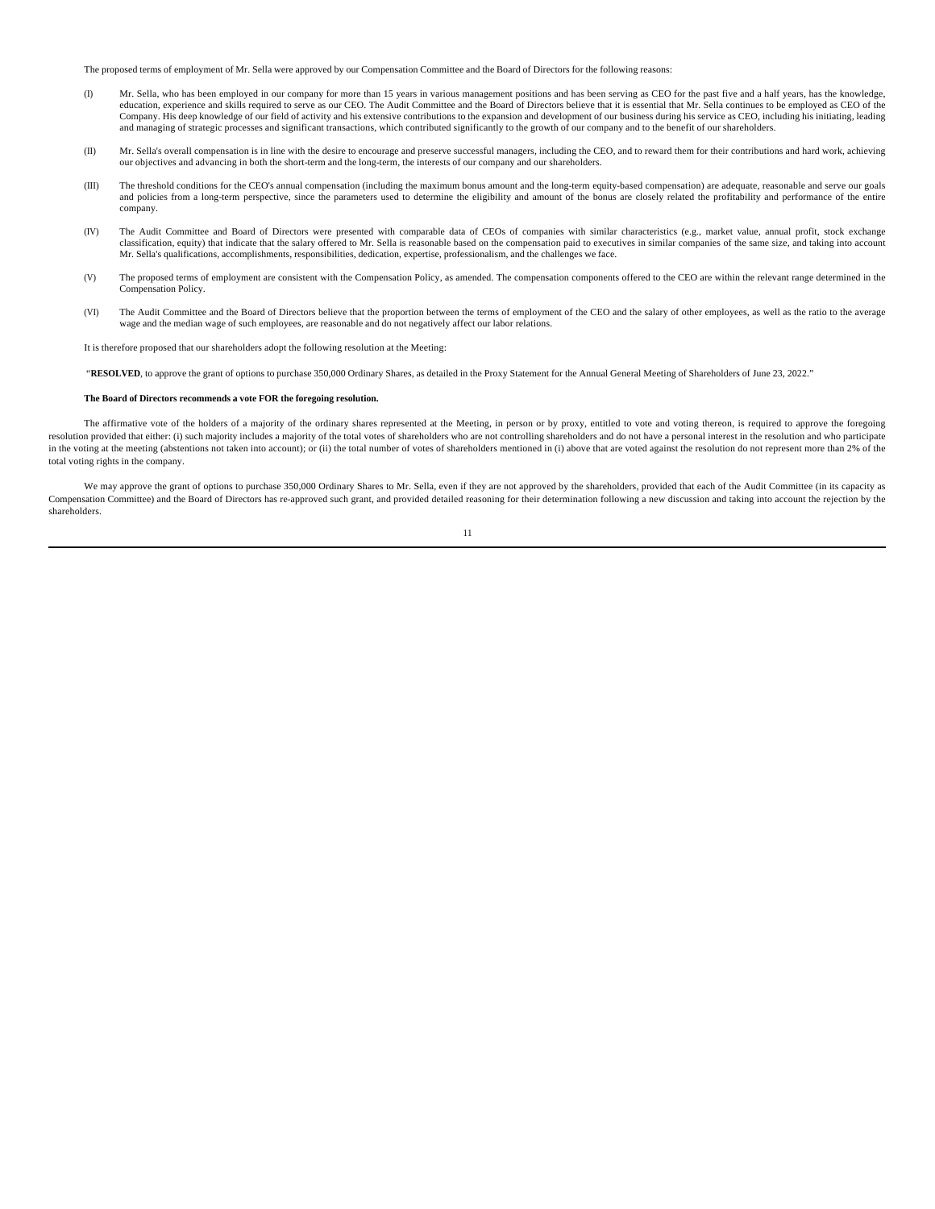The proposed terms of employment of Mr. Sella were approved by our Compensation Committee and the Board of Directors for the following reasons:

(I) Mr. Sella, who has been employed in our company for more than 15 years in various management positions and has been serving as CEO for the past five and a half years, has the knowledge, education, experience and skills required to serve as our CEO. The Audit Committee and the Board of Directors believe that it is essential that Mr. Sella continues to be employed as CEO of the Company. His deep knowledge of our field of activity and his extensive contributions to the expansion and development of our business during his service as CEO, including his initiating, leading and managing of strategic processes and significant transactions, which contributed significantly to the growth of our company and to the benefit of our shareholders.

(II) Mr. Sella's overall compensation is in line with the desire to encourage and preserve successful managers, including the CEO, and to reward them for their contributions and hard work, achieving our objectives and advancing in both the short-term and the long-term, the interests of our company and our shareholders.

(III) The threshold conditions for the CEO's annual compensation (including the maximum bonus amount and the long-term equity-based compensation) are adequate, reasonable and serve our goals and policies from a long-term perspective, since the parameters used to determine the eligibility and amount of the bonus are closely related the profitability and performance of the entire company.

(IV) The Audit Committee and Board of Directors were presented with comparable data of CEOs of companies with similar characteristics (e.g., market value, annual profit, stock exchange classification, equity) that indicate that the salary offered to Mr. Sella is reasonable based on the compensation paid to executives in similar companies of the same size, and taking into account Mr. Sella's qualifications, accomplishments, responsibilities, dedication, expertise, professionalism, and the challenges we face.

(V) The proposed terms of employment are consistent with the Compensation Policy, as amended. The compensation components offered to the CEO are within the relevant range determined in the Compensation Policy.

(VI) The Audit Committee and the Board of Directors believe that the proportion between the terms of employment of the CEO and the salary of other employees, as well as the ratio to the average wage and the median wage of such employees, are reasonable and do not negatively affect our labor relations.

It is therefore proposed that our shareholders adopt the following resolution at the Meeting:

"**RESOLVED**, to approve the grant of options to purchase 350,000 Ordinary Shares, as detailed in the Proxy Statement for the Annual General Meeting of Shareholders of June 23, 2022."

**The Board of Directors recommends a vote FOR the foregoing resolution.**

The affirmative vote of the holders of a majority of the ordinary shares represented at the Meeting, in person or by proxy, entitled to vote and voting thereon, is required to approve the foregoing resolution provided that either: (i) such majority includes a majority of the total votes of shareholders who are not controlling shareholders and do not have a personal interest in the resolution and who participate in the voting at the meeting (abstentions not taken into account); or (ii) the total number of votes of shareholders mentioned in (i) above that are voted against the resolution do not represent more than 2% of the total voting rights in the company.

We may approve the grant of options to purchase 350,000 Ordinary Shares to Mr. Sella, even if they are not approved by the shareholders, provided that each of the Audit Committee (in its capacity as Compensation Committee) and the Board of Directors has re-approved such grant, and provided detailed reasoning for their determination following a new discussion and taking into account the rejection by the shareholders.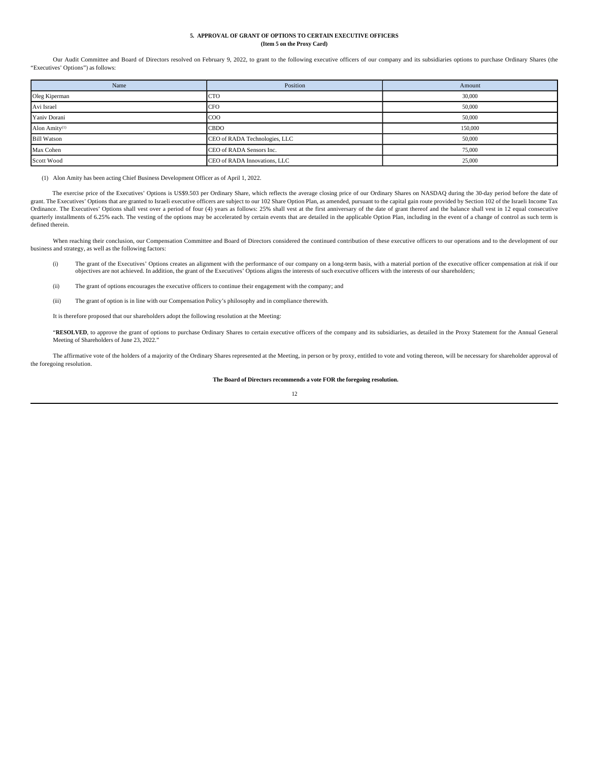## 5. APPROVAL OF GRANT OF OPTIONS TO CERTAIN EXECUTIVE OFFICERS
**(Item 5 on the Proxy Card)**

Our Audit Committee and Board of Directors resolved on February 9, 2022, to grant to the following executive officers of our company and its subsidiaries options to purchase Ordinary Shares (the "Executives' Options") as follows:

| Name | Position | Amount |
|---|---|---|
| Oleg Kiperman | CTO | 30,000 |
| Avi Israel | CFO | 50,000 |
| Yaniv Dorani | COO | 50,000 |
| Alon Amity[(1)] | CBDO | 150,000 |
| Bill Watson | CEO of RADA Technologies, LLC | 50,000 |
| Max Cohen | CEO of RADA Sensors Inc. | 75,000 |
| Scott Wood | CEO of RADA Innovations, LLC | 25,000 |

(1) Alon Amity has been acting Chief Business Development Officer as of April 1, 2022.

The exercise price of the Executives' Options is US$9.503 per Ordinary Share, which reflects the average closing price of our Ordinary Shares on NASDAQ during the 30-day period before the date of grant. The Executives' Options that are granted to Israeli executive officers are subject to our 102 Share Option Plan, as amended, pursuant to the capital gain route provided by Section 102 of the Israeli Income Tax Ordinance. The Executives' Options shall vest over a period of four (4) years as follows: 25% shall vest at the first anniversary of the date of grant thereof and the balance shall vest in 12 equal consecutive quarterly installments of 6.25% each. The vesting of the options may be accelerated by certain events that are detailed in the applicable Option Plan, including in the event of a change of control as such term is defined therein.

When reaching their conclusion, our Compensation Committee and Board of Directors considered the continued contribution of these executive officers to our operations and to the development of our business and strategy, as well as the following factors:

(i) The grant of the Executives' Options creates an alignment with the performance of our company on a long-term basis, with a material portion of the executive officer compensation at risk if our objectives are not achieved. In addition, the grant of the Executives' Options aligns the interests of such executive officers with the interests of our shareholders;

(ii) The grant of options encourages the executive officers to continue their engagement with the company; and

(iii) The grant of option is in line with our Compensation Policy's philosophy and in compliance therewith.

It is therefore proposed that our shareholders adopt the following resolution at the Meeting:

"**RESOLVED**, to approve the grant of options to purchase Ordinary Shares to certain executive officers of the company and its subsidiaries, as detailed in the Proxy Statement for the Annual General Meeting of Shareholders of June 23, 2022."

The affirmative vote of the holders of a majority of the Ordinary Shares represented at the Meeting, in person or by proxy, entitled to vote and voting thereon, will be necessary for shareholder approval of the foregoing resolution.

**The Board of Directors recommends a vote FOR the foregoing resolution.**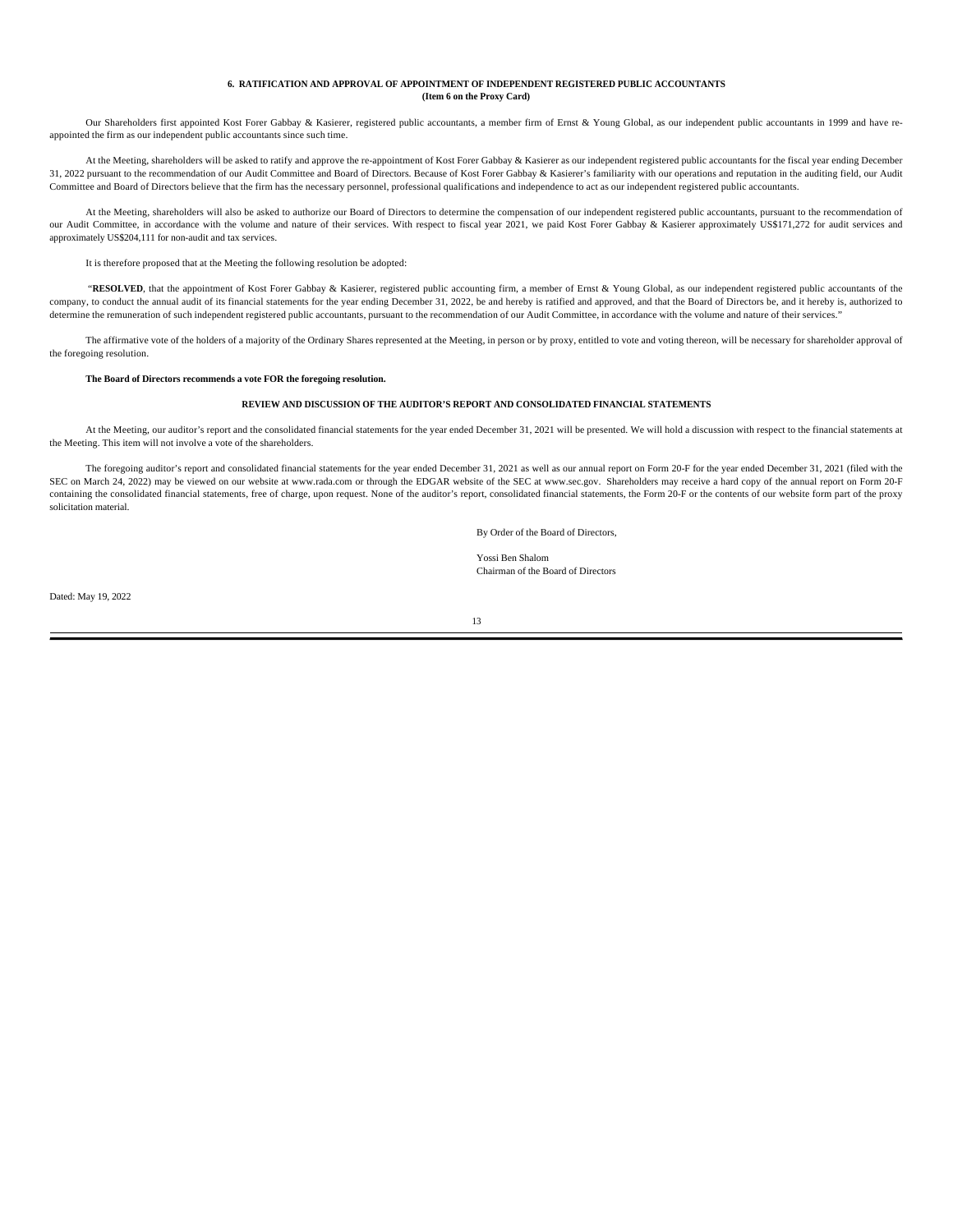## 6. RATIFICATION AND APPROVAL OF APPOINTMENT OF INDEPENDENT REGISTERED PUBLIC ACCOUNTANTS
**(Item 6 on the Proxy Card)**

Our Shareholders first appointed Kost Forer Gabbay & Kasierer, registered public accountants, a member firm of Ernst & Young Global, as our independent public accountants in 1999 and have re-appointed the firm as our independent public accountants since such time.

At the Meeting, shareholders will be asked to ratify and approve the re-appointment of Kost Forer Gabbay & Kasierer as our independent registered public accountants for the fiscal year ending December 31, 2022 pursuant to the recommendation of our Audit Committee and Board of Directors. Because of Kost Forer Gabbay & Kasierer's familiarity with our operations and reputation in the auditing field, our Audit Committee and Board of Directors believe that the firm has the necessary personnel, professional qualifications and independence to act as our independent registered public accountants.

At the Meeting, shareholders will also be asked to authorize our Board of Directors to determine the compensation of our independent registered public accountants, pursuant to the recommendation of our Audit Committee, in accordance with the volume and nature of their services. With respect to fiscal year 2021, we paid Kost Forer Gabbay & Kasierer approximately US$171,272 for audit services and approximately US$204,111 for non-audit and tax services.

It is therefore proposed that at the Meeting the following resolution be adopted:

"**RESOLVED**, that the appointment of Kost Forer Gabbay & Kasierer, registered public accounting firm, a member of Ernst & Young Global, as our independent registered public accountants of the company, to conduct the annual audit of its financial statements for the year ending December 31, 2022, be and hereby is ratified and approved, and that the Board of Directors be, and it hereby is, authorized to determine the remuneration of such independent registered public accountants, pursuant to the recommendation of our Audit Committee, in accordance with the volume and nature of their services."

The affirmative vote of the holders of a majority of the Ordinary Shares represented at the Meeting, in person or by proxy, entitled to vote and voting thereon, will be necessary for shareholder approval of the foregoing resolution.

**The Board of Directors recommends a vote FOR the foregoing resolution.**

## REVIEW AND DISCUSSION OF THE AUDITOR'S REPORT AND CONSOLIDATED FINANCIAL STATEMENTS

At the Meeting, our auditor's report and the consolidated financial statements for the year ended December 31, 2021 will be presented. We will hold a discussion with respect to the financial statements at the Meeting. This item will not involve a vote of the shareholders.

The foregoing auditor's report and consolidated financial statements for the year ended December 31, 2021 as well as our annual report on Form 20-F for the year ended December 31, 2021 (filed with the SEC on March 24, 2022) may be viewed on our website at www.rada.com or through the EDGAR website of the SEC at www.sec.gov. Shareholders may receive a hard copy of the annual report on Form 20-F containing the consolidated financial statements, free of charge, upon request. None of the auditor's report, consolidated financial statements, the Form 20-F or the contents of our website form part of the proxy solicitation material.

By Order of the Board of Directors,

Yossi Ben Shalom
Chairman of the Board of Directors

Dated: May 19, 2022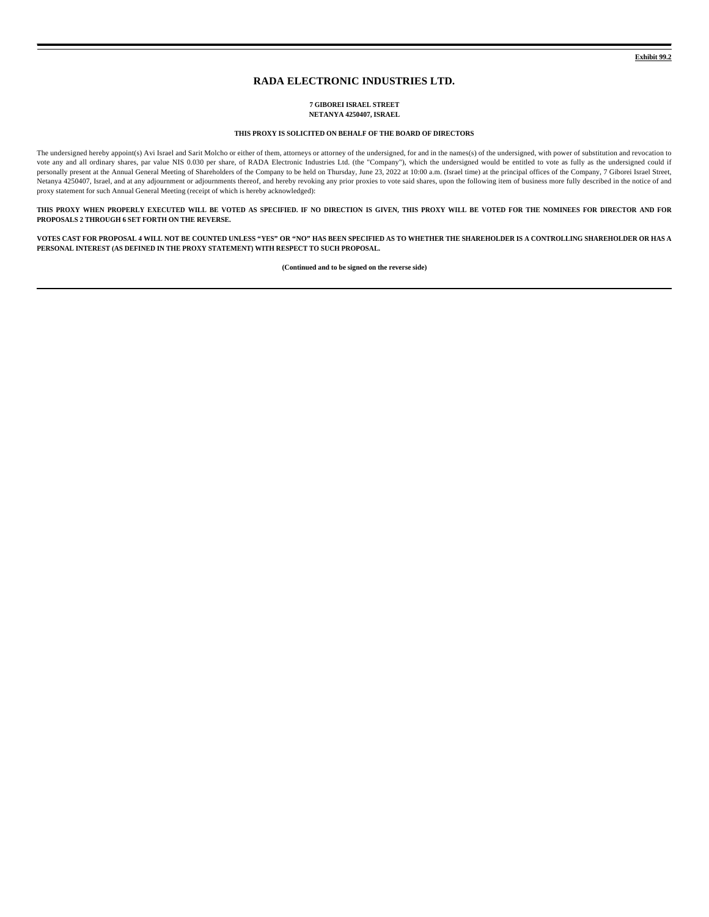**Exhibit 99.2**

# RADA ELECTRONIC INDUSTRIES LTD.

**7 GIBOREI ISRAEL STREET**
**NETANYA 4250407, ISRAEL**

**THIS PROXY IS SOLICITED ON BEHALF OF THE BOARD OF DIRECTORS**

The undersigned hereby appoint(s) Avi Israel and Sarit Molcho or either of them, attorneys or attorney of the undersigned, for and in the names(s) of the undersigned, with power of substitution and revocation to vote any and all ordinary shares, par value NIS 0.030 per share, of RADA Electronic Industries Ltd. (the "Company"), which the undersigned would be entitled to vote as fully as the undersigned could if personally present at the Annual General Meeting of Shareholders of the Company to be held on Thursday, June 23, 2022 at 10:00 a.m. (Israel time) at the principal offices of the Company, 7 Giborei Israel Street, Netanya 4250407, Israel, and at any adjournment or adjournments thereof, and hereby revoking any prior proxies to vote said shares, upon the following item of business more fully described in the notice of and proxy statement for such Annual General Meeting (receipt of which is hereby acknowledged):

**THIS PROXY WHEN PROPERLY EXECUTED WILL BE VOTED AS SPECIFIED. IF NO DIRECTION IS GIVEN, THIS PROXY WILL BE VOTED FOR THE NOMINEES FOR DIRECTOR AND FOR PROPOSALS 2 THROUGH 6 SET FORTH ON THE REVERSE.**

**VOTES CAST FOR PROPOSAL 4 WILL NOT BE COUNTED UNLESS "YES" OR "NO" HAS BEEN SPECIFIED AS TO WHETHER THE SHAREHOLDER IS A CONTROLLING SHAREHOLDER OR HAS A PERSONAL INTEREST (AS DEFINED IN THE PROXY STATEMENT) WITH RESPECT TO SUCH PROPOSAL.**

**(Continued and to be signed on the reverse side)**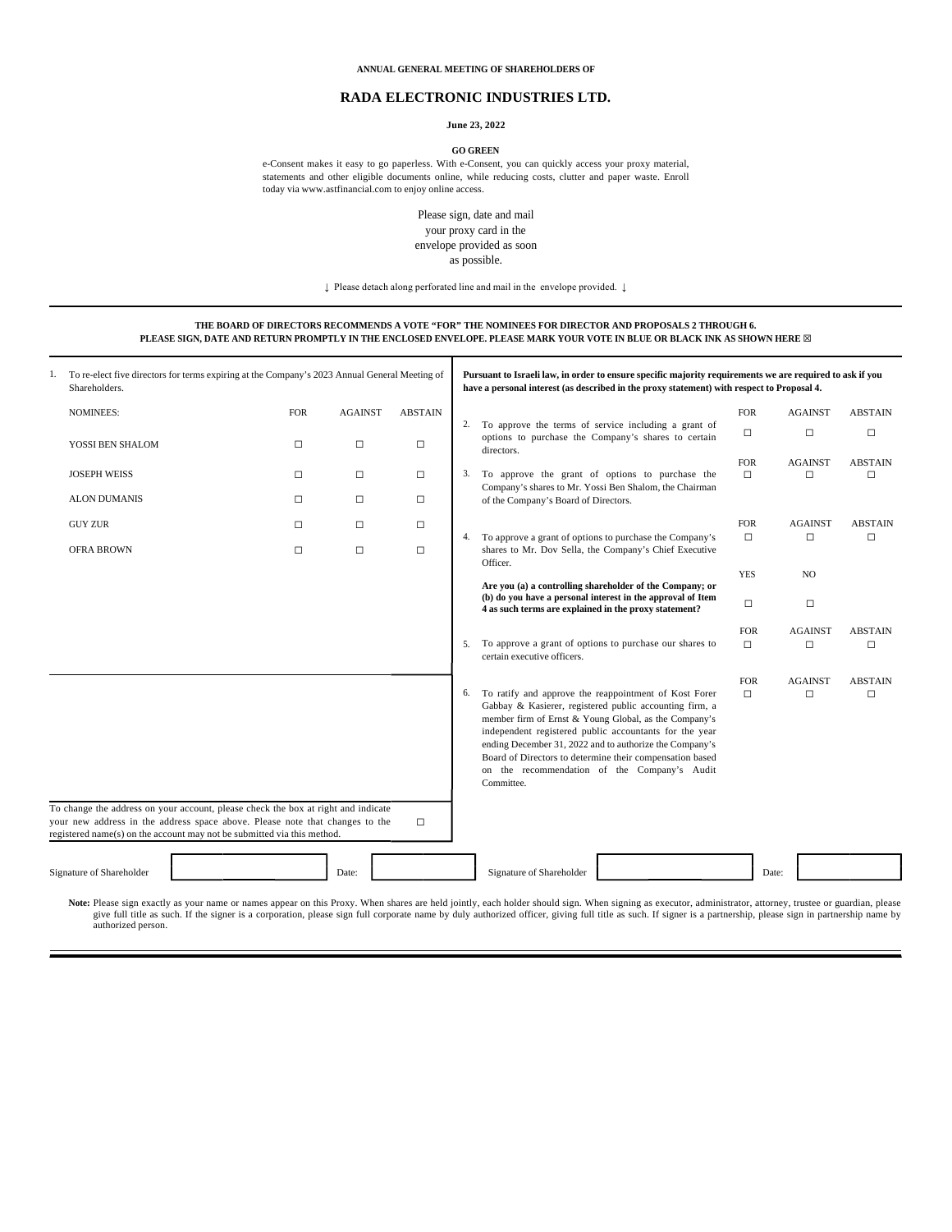**ANNUAL GENERAL MEETING OF SHAREHOLDERS OF**

# RADA ELECTRONIC INDUSTRIES LTD.

**June 23, 2022**

**GO GREEN**

e-Consent makes it easy to go paperless. With e-Consent, you can quickly access your proxy material, statements and other eligible documents online, while reducing costs, clutter and paper waste. Enroll today via www.astfinancial.com to enjoy online access.

Please sign, date and mail your proxy card in the envelope provided as soon as possible.

↓ Please detach along perforated line and mail in the envelope provided. ↓

---

**THE BOARD OF DIRECTORS RECOMMENDS A VOTE "FOR" THE NOMINEES FOR DIRECTOR AND PROPOSALS 2 THROUGH 6.**
**PLEASE SIGN, DATE AND RETURN PROMPTLY IN THE ENCLOSED ENVELOPE. PLEASE MARK YOUR VOTE IN BLUE OR BLACK INK AS SHOWN HERE ☒**

1. To re-elect five directors for terms expiring at the Company's 2023 Annual General Meeting of Shareholders.

| NOMINEES: | FOR | AGAINST | ABSTAIN |
|---|---|---|---|
| YOSSI BEN SHALOM | ☐ | ☐ | ☐ |
| JOSEPH WEISS | ☐ | ☐ | ☐ |
| ALON DUMANIS | ☐ | ☐ | ☐ |
| GUY ZUR | ☐ | ☐ | ☐ |
| OFRA BROWN | ☐ | ☐ | ☐ |

**Pursuant to Israeli law, in order to ensure specific majority requirements we are required to ask if you have a personal interest (as described in the proxy statement) with respect to Proposal 4.**

| | FOR | AGAINST | ABSTAIN |
|---|---|---|---|
| 2. To approve the terms of service including a grant of options to purchase the Company's shares to certain directors. | ☐ | ☐ | ☐ |
| 3. To approve the grant of options to purchase the Company's shares to Mr. Yossi Ben Shalom, the Chairman of the Company's Board of Directors. | ☐ | ☐ | ☐ |
| 4. To approve a grant of options to purchase the Company's shares to Mr. Dov Sella, the Company's Chief Executive Officer. | ☐ | ☐ | ☐ |

| | YES | NO |
|---|---|---|
| **Are you (a) a controlling shareholder of the Company; or (b) do you have a personal interest in the approval of Item 4 as such terms are explained in the proxy statement?** | ☐ | ☐ |

| | FOR | AGAINST | ABSTAIN |
|---|---|---|---|
| 5. To approve a grant of options to purchase our shares to certain executive officers. | ☐ | ☐ | ☐ |
| 6. To ratify and approve the reappointment of Kost Forer Gabbay & Kasierer, registered public accounting firm, a member firm of Ernst & Young Global, as the Company's independent registered public accountants for the year ending December 31, 2022 and to authorize the Company's Board of Directors to determine their compensation based on the recommendation of the Company's Audit Committee. | ☐ | ☐ | ☐ |

To change the address on your account, please check the box at right and indicate your new address in the address space above. Please note that changes to the registered name(s) on the account may not be submitted via this method. ☐

Signature of Shareholder ____________ Date: ________ Signature of Shareholder ____________ Date: ________

**Note:** Please sign exactly as your name or names appear on this Proxy. When shares are held jointly, each holder should sign. When signing as executor, administrator, attorney, trustee or guardian, please give full title as such. If the signer is a corporation, please sign full corporate name by duly authorized officer, giving full title as such. If signer is a partnership, please sign in partnership name by authorized person.